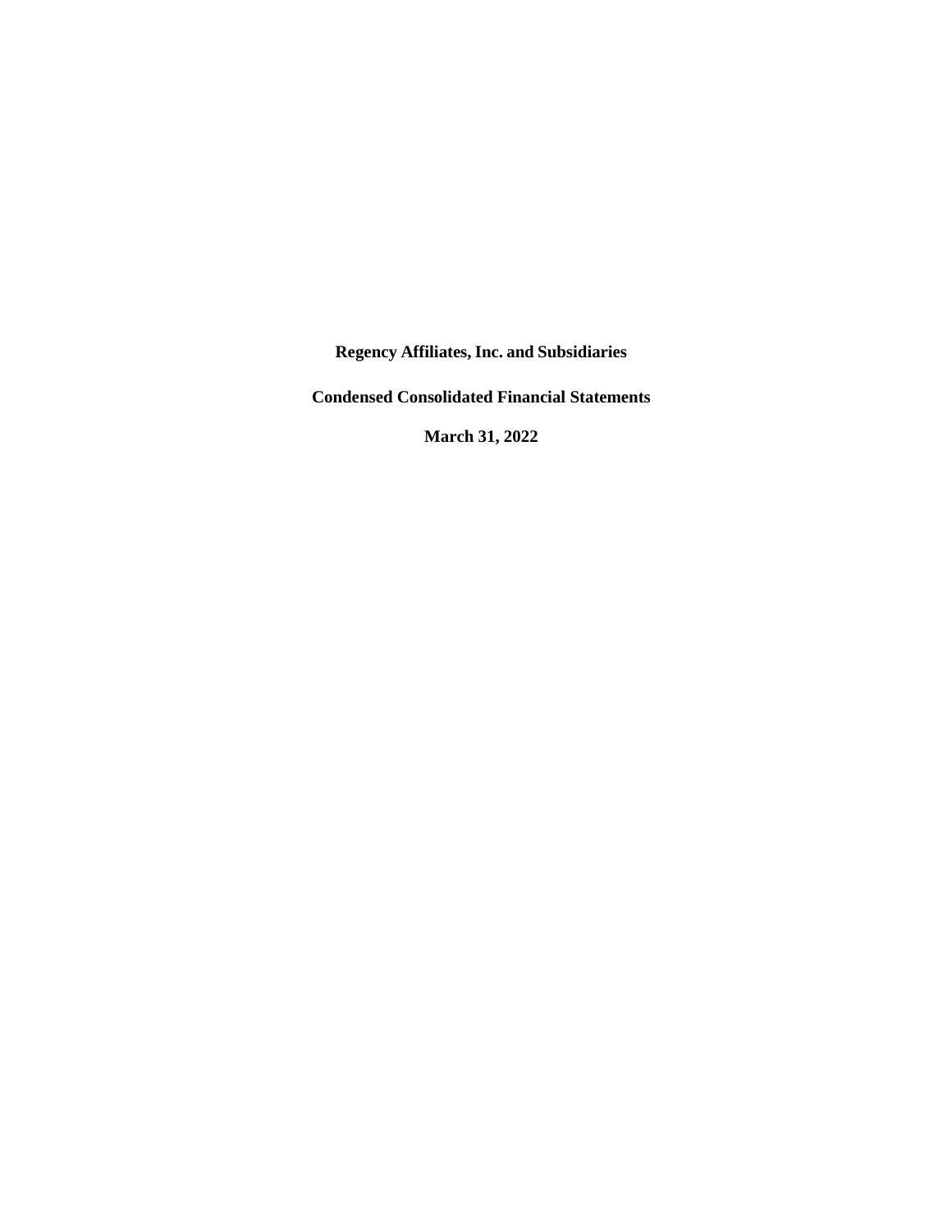# Regency Affiliates, Inc. and Subsidiaries

## Condensed Consolidated Financial Statements

## March 31, 2022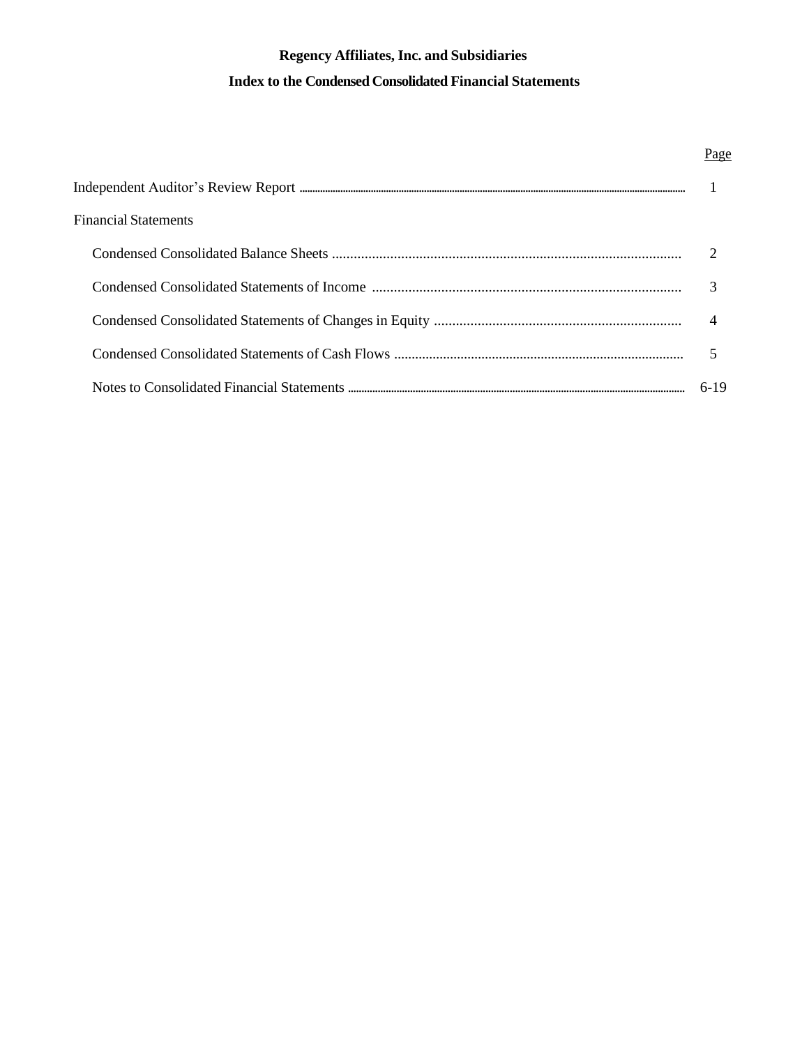# Regency Affiliates, Inc. and Subsidiaries

## Index to the Condensed Consolidated Financial Statements

| | Page |
|---|---|
| Independent Auditor's Review Report | 1 |
| Financial Statements | |
| Condensed Consolidated Balance Sheets | 2 |
| Condensed Consolidated Statements of Income | 3 |
| Condensed Consolidated Statements of Changes in Equity | 4 |
| Condensed Consolidated Statements of Cash Flows | 5 |
| Notes to Consolidated Financial Statements | 6-19 |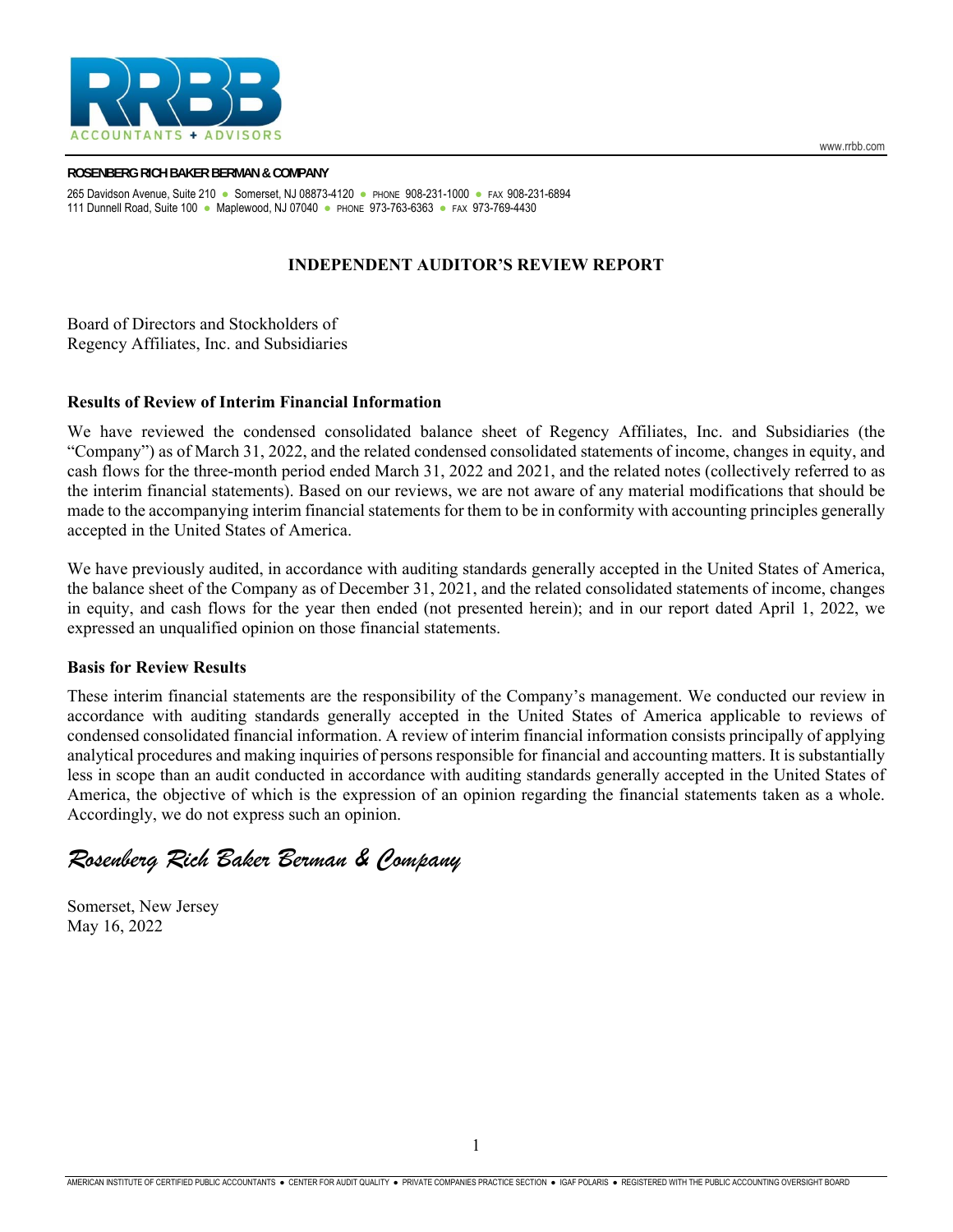RRBB ACCOUNTANTS + ADVISORS

www.rrbb.com

**ROSENBERG RICH BAKER BERMAN & COMPANY**

265 Davidson Avenue, Suite 210 • Somerset, NJ 08873-4120 • PHONE 908-231-1000 • FAX 908-231-6894
111 Dunnell Road, Suite 100 • Maplewood, NJ 07040 • PHONE 973-763-6363 • FAX 973-769-4430

## INDEPENDENT AUDITOR'S REVIEW REPORT

Board of Directors and Stockholders of
Regency Affiliates, Inc. and Subsidiaries

### Results of Review of Interim Financial Information

We have reviewed the condensed consolidated balance sheet of Regency Affiliates, Inc. and Subsidiaries (the "Company") as of March 31, 2022, and the related condensed consolidated statements of income, changes in equity, and cash flows for the three-month period ended March 31, 2022 and 2021, and the related notes (collectively referred to as the interim financial statements). Based on our reviews, we are not aware of any material modifications that should be made to the accompanying interim financial statements for them to be in conformity with accounting principles generally accepted in the United States of America.

We have previously audited, in accordance with auditing standards generally accepted in the United States of America, the balance sheet of the Company as of December 31, 2021, and the related consolidated statements of income, changes in equity, and cash flows for the year then ended (not presented herein); and in our report dated April 1, 2022, we expressed an unqualified opinion on those financial statements.

### Basis for Review Results

These interim financial statements are the responsibility of the Company's management. We conducted our review in accordance with auditing standards generally accepted in the United States of America applicable to reviews of condensed consolidated financial information. A review of interim financial information consists principally of applying analytical procedures and making inquiries of persons responsible for financial and accounting matters. It is substantially less in scope than an audit conducted in accordance with auditing standards generally accepted in the United States of America, the objective of which is the expression of an opinion regarding the financial statements taken as a whole. Accordingly, we do not express such an opinion.

*Rosenberg Rich Baker Berman & Company*

Somerset, New Jersey
May 16, 2022

AMERICAN INSTITUTE OF CERTIFIED PUBLIC ACCOUNTANTS • CENTER FOR AUDIT QUALITY • PRIVATE COMPANIES PRACTICE SECTION • IGAF POLARIS • REGISTERED WITH THE PUBLIC ACCOUNTING OVERSIGHT BOARD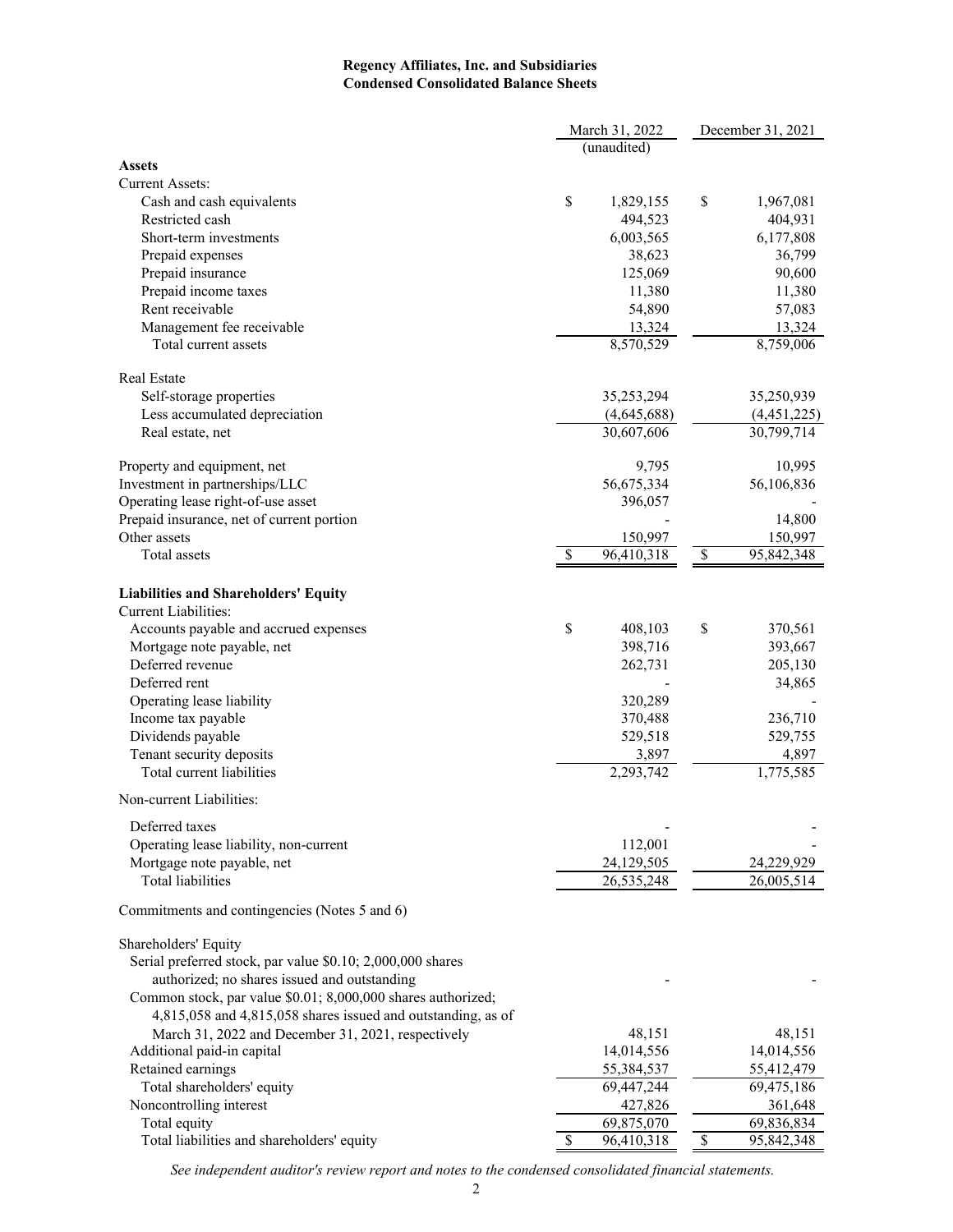**Regency Affiliates, Inc. and Subsidiaries**
**Condensed Consolidated Balance Sheets**

| | March 31, 2022 (unaudited) | December 31, 2021 |
|---|---|---|
| **Assets** | | |
| Current Assets: | | |
| Cash and cash equivalents | $ 1,829,155 | $ 1,967,081 |
| Restricted cash | 494,523 | 404,931 |
| Short-term investments | 6,003,565 | 6,177,808 |
| Prepaid expenses | 38,623 | 36,799 |
| Prepaid insurance | 125,069 | 90,600 |
| Prepaid income taxes | 11,380 | 11,380 |
| Rent receivable | 54,890 | 57,083 |
| Management fee receivable | 13,324 | 13,324 |
| Total current assets | 8,570,529 | 8,759,006 |
| Real Estate | | |
| Self-storage properties | 35,253,294 | 35,250,939 |
| Less accumulated depreciation | (4,645,688) | (4,451,225) |
| Real estate, net | 30,607,606 | 30,799,714 |
| Property and equipment, net | 9,795 | 10,995 |
| Investment in partnerships/LLC | 56,675,334 | 56,106,836 |
| Operating lease right-of-use asset | 396,057 | - |
| Prepaid insurance, net of current portion | - | 14,800 |
| Other assets | 150,997 | 150,997 |
| Total assets | $ 96,410,318 | $ 95,842,348 |
| **Liabilities and Shareholders' Equity** | | |
| Current Liabilities: | | |
| Accounts payable and accrued expenses | $ 408,103 | $ 370,561 |
| Mortgage note payable, net | 398,716 | 393,667 |
| Deferred revenue | 262,731 | 205,130 |
| Deferred rent | - | 34,865 |
| Operating lease liability | 320,289 | - |
| Income tax payable | 370,488 | 236,710 |
| Dividends payable | 529,518 | 529,755 |
| Tenant security deposits | 3,897 | 4,897 |
| Total current liabilities | 2,293,742 | 1,775,585 |
| Non-current Liabilities: | | |
| Deferred taxes | - | - |
| Operating lease liability, non-current | 112,001 | - |
| Mortgage note payable, net | 24,129,505 | 24,229,929 |
| Total liabilities | 26,535,248 | 26,005,514 |
| Commitments and contingencies (Notes 5 and 6) | | |
| Shareholders' Equity | | |
| Serial preferred stock, par value $0.10; 2,000,000 shares authorized; no shares issued and outstanding | - | - |
| Common stock, par value $0.01; 8,000,000 shares authorized; 4,815,058 and 4,815,058 shares issued and outstanding, as of March 31, 2022 and December 31, 2021, respectively | 48,151 | 48,151 |
| Additional paid-in capital | 14,014,556 | 14,014,556 |
| Retained earnings | 55,384,537 | 55,412,479 |
| Total shareholders' equity | 69,447,244 | 69,475,186 |
| Noncontrolling interest | 427,826 | 361,648 |
| Total equity | 69,875,070 | 69,836,834 |
| Total liabilities and shareholders' equity | $ 96,410,318 | $ 95,842,348 |

*See independent auditor's review report and notes to the condensed consolidated financial statements.*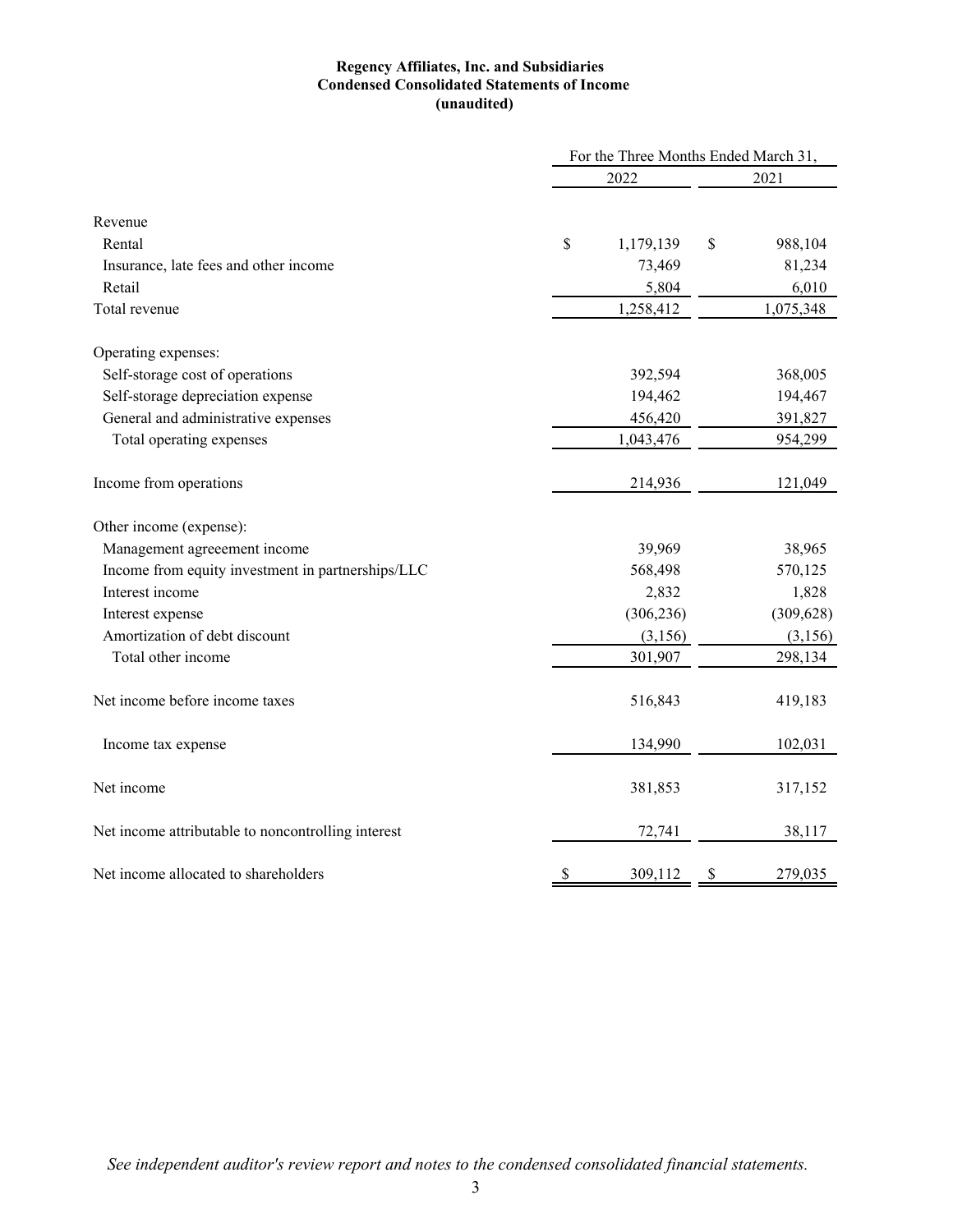**Regency Affiliates, Inc. and Subsidiaries**
**Condensed Consolidated Statements of Income**
**(unaudited)**

| | For the Three Months Ended March 31, | |
|---|---|---|
| | 2022 | 2021 |
| Revenue | | |
| Rental | $ 1,179,139 | $ 988,104 |
| Insurance, late fees and other income | 73,469 | 81,234 |
| Retail | 5,804 | 6,010 |
| Total revenue | 1,258,412 | 1,075,348 |
| Operating expenses: | | |
| Self-storage cost of operations | 392,594 | 368,005 |
| Self-storage depreciation expense | 194,462 | 194,467 |
| General and administrative expenses | 456,420 | 391,827 |
| Total operating expenses | 1,043,476 | 954,299 |
| Income from operations | 214,936 | 121,049 |
| Other income (expense): | | |
| Management agreeement income | 39,969 | 38,965 |
| Income from equity investment in partnerships/LLC | 568,498 | 570,125 |
| Interest income | 2,832 | 1,828 |
| Interest expense | (306,236) | (309,628) |
| Amortization of debt discount | (3,156) | (3,156) |
| Total other income | 301,907 | 298,134 |
| Net income before income taxes | 516,843 | 419,183 |
| Income tax expense | 134,990 | 102,031 |
| Net income | 381,853 | 317,152 |
| Net income attributable to noncontrolling interest | 72,741 | 38,117 |
| Net income allocated to shareholders | $ 309,112 | $ 279,035 |

*See independent auditor's review report and notes to the condensed consolidated financial statements.*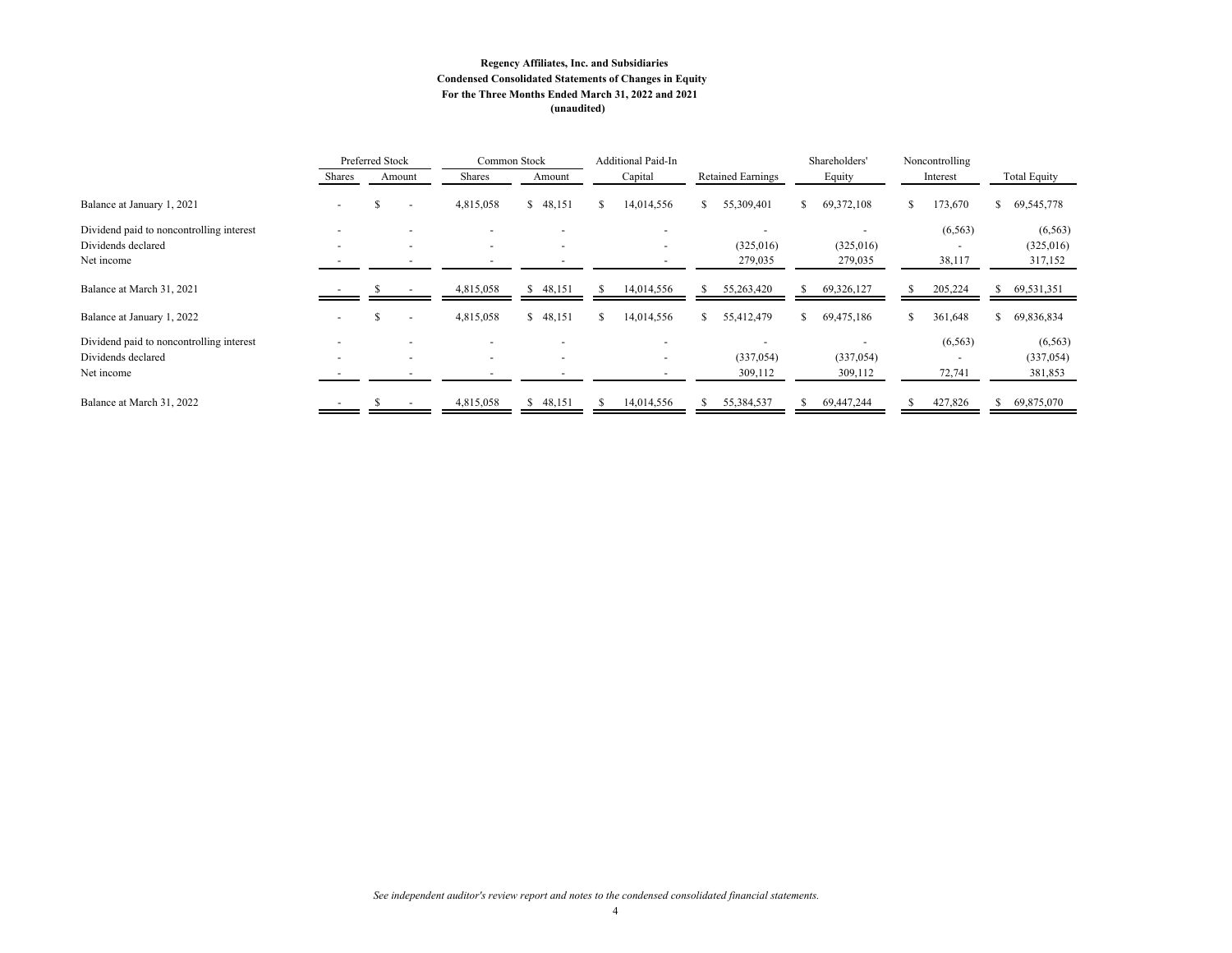**Regency Affiliates, Inc. and Subsidiaries**
**Condensed Consolidated Statements of Changes in Equity**
**For the Three Months Ended March 31, 2022 and 2021**
**(unaudited)**

| | Preferred Stock | | Common Stock | | Additional Paid-In | | Shareholders' | Noncontrolling | |
|---|---|---|---|---|---|---|---|---|---|
| | Shares | Amount | Shares | Amount | Capital | Retained Earnings | Equity | Interest | Total Equity |
| Balance at January 1, 2021 | - | $ - | 4,815,058 | $ 48,151 | $ 14,014,556 | $ 55,309,401 | $ 69,372,108 | $ 173,670 | $ 69,545,778 |
| Dividend paid to noncontrolling interest | - | - | - | - | - | - | - | (6,563) | (6,563) |
| Dividends declared | - | - | - | - | - | (325,016) | (325,016) | - | (325,016) |
| Net income | - | - | - | - | - | 279,035 | 279,035 | 38,117 | 317,152 |
| Balance at March 31, 2021 | - | $ - | 4,815,058 | $ 48,151 | $ 14,014,556 | $ 55,263,420 | $ 69,326,127 | $ 205,224 | $ 69,531,351 |
| Balance at January 1, 2022 | - | $ - | 4,815,058 | $ 48,151 | $ 14,014,556 | $ 55,412,479 | $ 69,475,186 | $ 361,648 | $ 69,836,834 |
| Dividend paid to noncontrolling interest | - | - | - | - | - | - | - | (6,563) | (6,563) |
| Dividends declared | - | - | - | - | - | (337,054) | (337,054) | - | (337,054) |
| Net income | - | - | - | - | - | 309,112 | 309,112 | 72,741 | 381,853 |
| Balance at March 31, 2022 | - | $ - | 4,815,058 | $ 48,151 | $ 14,014,556 | $ 55,384,537 | $ 69,447,244 | $ 427,826 | $ 69,875,070 |

*See independent auditor's review report and notes to the condensed consolidated financial statements.*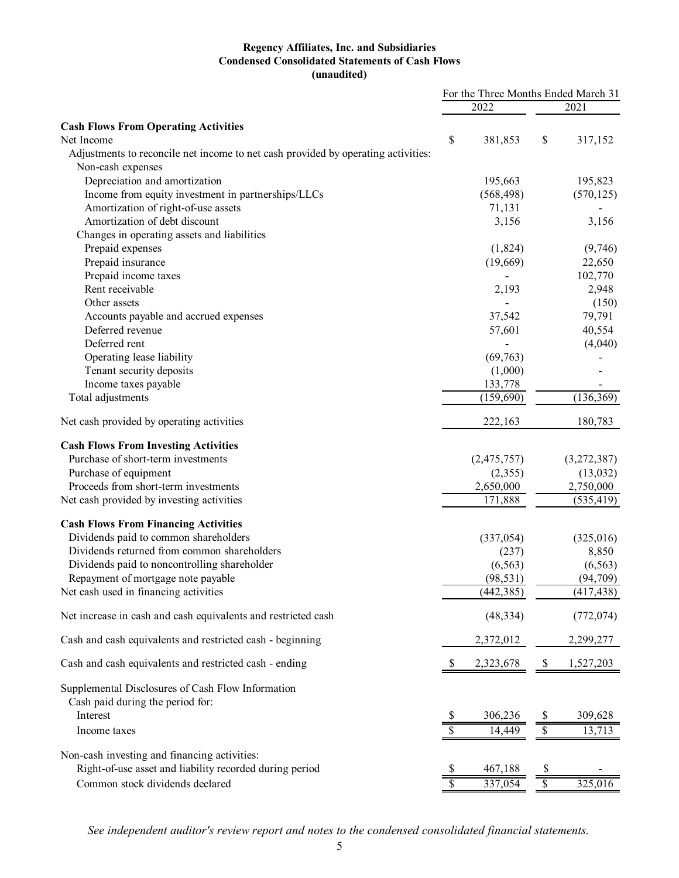**Regency Affiliates, Inc. and Subsidiaries**
**Condensed Consolidated Statements of Cash Flows**
**(unaudited)**

| | For the Three Months Ended March 31 | |
|---|---|---|
| | 2022 | 2021 |
| **Cash Flows From Operating Activities** | | |
| Net Income | $ 381,853 | $ 317,152 |
| Adjustments to reconcile net income to net cash provided by operating activities: | | |
| Non-cash expenses | | |
| Depreciation and amortization | 195,663 | 195,823 |
| Income from equity investment in partnerships/LLCs | (568,498) | (570,125) |
| Amortization of right-of-use assets | 71,131 | - |
| Amortization of debt discount | 3,156 | 3,156 |
| Changes in operating assets and liabilities | | |
| Prepaid expenses | (1,824) | (9,746) |
| Prepaid insurance | (19,669) | 22,650 |
| Prepaid income taxes | - | 102,770 |
| Rent receivable | 2,193 | 2,948 |
| Other assets | - | (150) |
| Accounts payable and accrued expenses | 37,542 | 79,791 |
| Deferred revenue | 57,601 | 40,554 |
| Deferred rent | - | (4,040) |
| Operating lease liability | (69,763) | - |
| Tenant security deposits | (1,000) | - |
| Income taxes payable | 133,778 | - |
| Total adjustments | (159,690) | (136,369) |
| Net cash provided by operating activities | 222,163 | 180,783 |
| **Cash Flows From Investing Activities** | | |
| Purchase of short-term investments | (2,475,757) | (3,272,387) |
| Purchase of equipment | (2,355) | (13,032) |
| Proceeds from short-term investments | 2,650,000 | 2,750,000 |
| Net cash provided by investing activities | 171,888 | (535,419) |
| **Cash Flows From Financing Activities** | | |
| Dividends paid to common shareholders | (337,054) | (325,016) |
| Dividends returned from common shareholders | (237) | 8,850 |
| Dividends paid to noncontrolling shareholder | (6,563) | (6,563) |
| Repayment of mortgage note payable | (98,531) | (94,709) |
| Net cash used in financing activities | (442,385) | (417,438) |
| Net increase in cash and cash equivalents and restricted cash | (48,334) | (772,074) |
| Cash and cash equivalents and restricted cash - beginning | 2,372,012 | 2,299,277 |
| Cash and cash equivalents and restricted cash - ending | $ 2,323,678 | $ 1,527,203 |
| Supplemental Disclosures of Cash Flow Information | | |
| Cash paid during the period for: | | |
| Interest | $ 306,236 | $ 309,628 |
| Income taxes | $ 14,449 | $ 13,713 |
| Non-cash investing and financing activities: | | |
| Right-of-use asset and liability recorded during period | $ 467,188 | $ - |
| Common stock dividends declared | $ 337,054 | $ 325,016 |

*See independent auditor's review report and notes to the condensed consolidated financial statements.*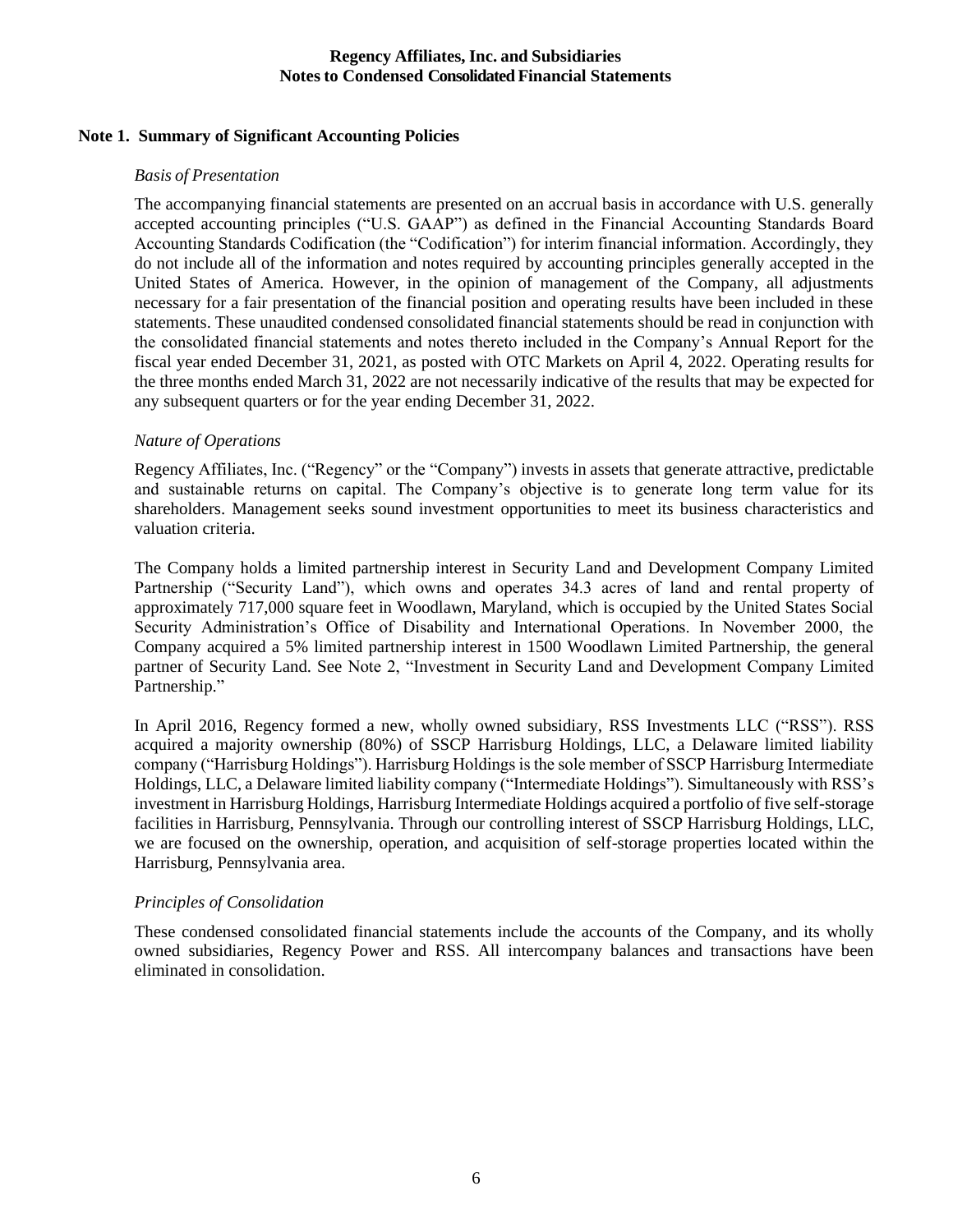## Note 1. Summary of Significant Accounting Policies

*Basis of Presentation*

The accompanying financial statements are presented on an accrual basis in accordance with U.S. generally accepted accounting principles ("U.S. GAAP") as defined in the Financial Accounting Standards Board Accounting Standards Codification (the "Codification") for interim financial information. Accordingly, they do not include all of the information and notes required by accounting principles generally accepted in the United States of America. However, in the opinion of management of the Company, all adjustments necessary for a fair presentation of the financial position and operating results have been included in these statements. These unaudited condensed consolidated financial statements should be read in conjunction with the consolidated financial statements and notes thereto included in the Company's Annual Report for the fiscal year ended December 31, 2021, as posted with OTC Markets on April 4, 2022. Operating results for the three months ended March 31, 2022 are not necessarily indicative of the results that may be expected for any subsequent quarters or for the year ending December 31, 2022.

*Nature of Operations*

Regency Affiliates, Inc. ("Regency" or the "Company") invests in assets that generate attractive, predictable and sustainable returns on capital. The Company's objective is to generate long term value for its shareholders. Management seeks sound investment opportunities to meet its business characteristics and valuation criteria.

The Company holds a limited partnership interest in Security Land and Development Company Limited Partnership ("Security Land"), which owns and operates 34.3 acres of land and rental property of approximately 717,000 square feet in Woodlawn, Maryland, which is occupied by the United States Social Security Administration's Office of Disability and International Operations. In November 2000, the Company acquired a 5% limited partnership interest in 1500 Woodlawn Limited Partnership, the general partner of Security Land. See Note 2, "Investment in Security Land and Development Company Limited Partnership."

In April 2016, Regency formed a new, wholly owned subsidiary, RSS Investments LLC ("RSS"). RSS acquired a majority ownership (80%) of SSCP Harrisburg Holdings, LLC, a Delaware limited liability company ("Harrisburg Holdings"). Harrisburg Holdings is the sole member of SSCP Harrisburg Intermediate Holdings, LLC, a Delaware limited liability company ("Intermediate Holdings"). Simultaneously with RSS's investment in Harrisburg Holdings, Harrisburg Intermediate Holdings acquired a portfolio of five self-storage facilities in Harrisburg, Pennsylvania. Through our controlling interest of SSCP Harrisburg Holdings, LLC, we are focused on the ownership, operation, and acquisition of self-storage properties located within the Harrisburg, Pennsylvania area.

*Principles of Consolidation*

These condensed consolidated financial statements include the accounts of the Company, and its wholly owned subsidiaries, Regency Power and RSS. All intercompany balances and transactions have been eliminated in consolidation.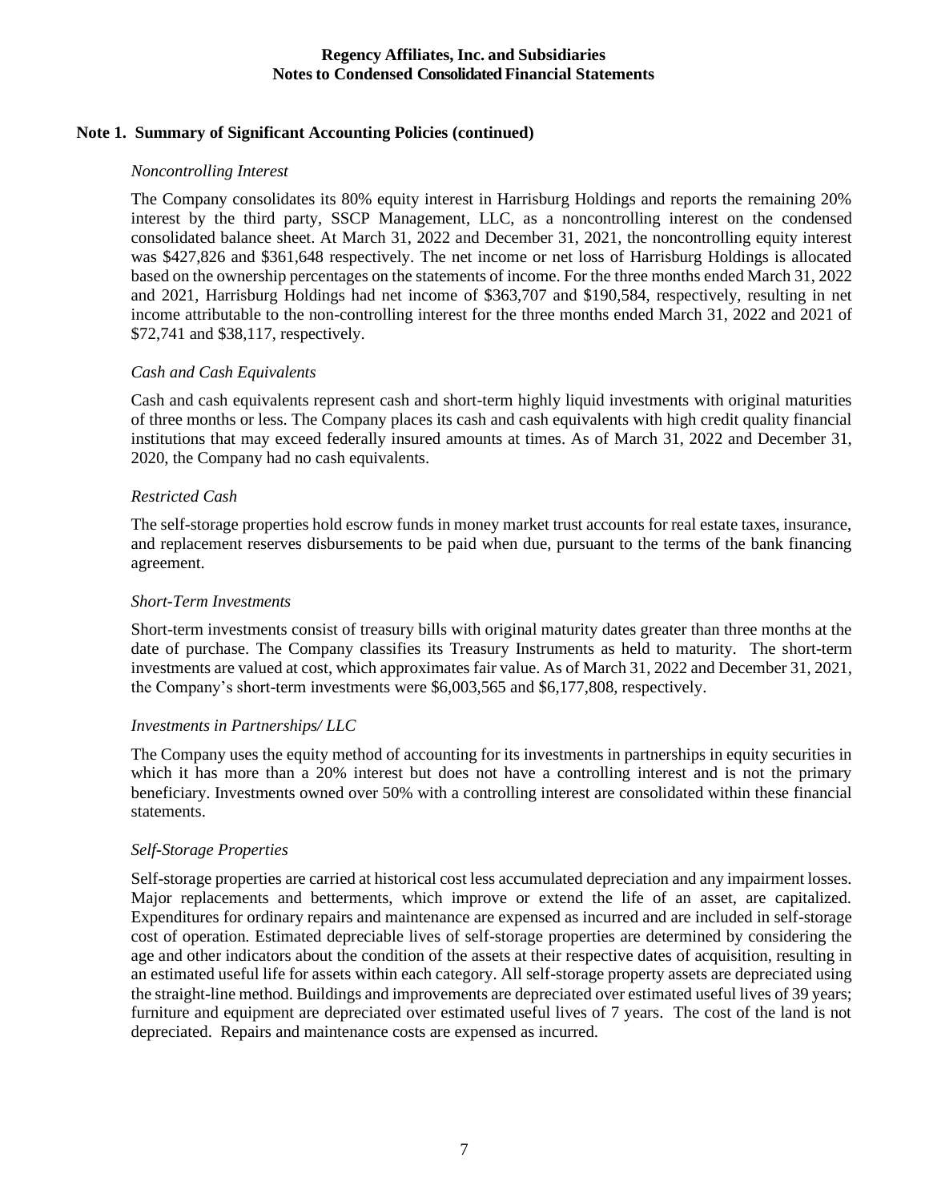## Note 1. Summary of Significant Accounting Policies (continued)

*Noncontrolling Interest*

The Company consolidates its 80% equity interest in Harrisburg Holdings and reports the remaining 20% interest by the third party, SSCP Management, LLC, as a noncontrolling interest on the condensed consolidated balance sheet. At March 31, 2022 and December 31, 2021, the noncontrolling equity interest was $427,826 and $361,648 respectively. The net income or net loss of Harrisburg Holdings is allocated based on the ownership percentages on the statements of income. For the three months ended March 31, 2022 and 2021, Harrisburg Holdings had net income of $363,707 and $190,584, respectively, resulting in net income attributable to the non-controlling interest for the three months ended March 31, 2022 and 2021 of $72,741 and $38,117, respectively.

*Cash and Cash Equivalents*

Cash and cash equivalents represent cash and short-term highly liquid investments with original maturities of three months or less. The Company places its cash and cash equivalents with high credit quality financial institutions that may exceed federally insured amounts at times. As of March 31, 2022 and December 31, 2020, the Company had no cash equivalents.

*Restricted Cash*

The self-storage properties hold escrow funds in money market trust accounts for real estate taxes, insurance, and replacement reserves disbursements to be paid when due, pursuant to the terms of the bank financing agreement.

*Short-Term Investments*

Short-term investments consist of treasury bills with original maturity dates greater than three months at the date of purchase. The Company classifies its Treasury Instruments as held to maturity. The short-term investments are valued at cost, which approximates fair value. As of March 31, 2022 and December 31, 2021, the Company's short-term investments were $6,003,565 and $6,177,808, respectively.

*Investments in Partnerships/ LLC*

The Company uses the equity method of accounting for its investments in partnerships in equity securities in which it has more than a 20% interest but does not have a controlling interest and is not the primary beneficiary. Investments owned over 50% with a controlling interest are consolidated within these financial statements.

*Self-Storage Properties*

Self-storage properties are carried at historical cost less accumulated depreciation and any impairment losses. Major replacements and betterments, which improve or extend the life of an asset, are capitalized. Expenditures for ordinary repairs and maintenance are expensed as incurred and are included in self-storage cost of operation. Estimated depreciable lives of self-storage properties are determined by considering the age and other indicators about the condition of the assets at their respective dates of acquisition, resulting in an estimated useful life for assets within each category. All self-storage property assets are depreciated using the straight-line method. Buildings and improvements are depreciated over estimated useful lives of 39 years; furniture and equipment are depreciated over estimated useful lives of 7 years. The cost of the land is not depreciated. Repairs and maintenance costs are expensed as incurred.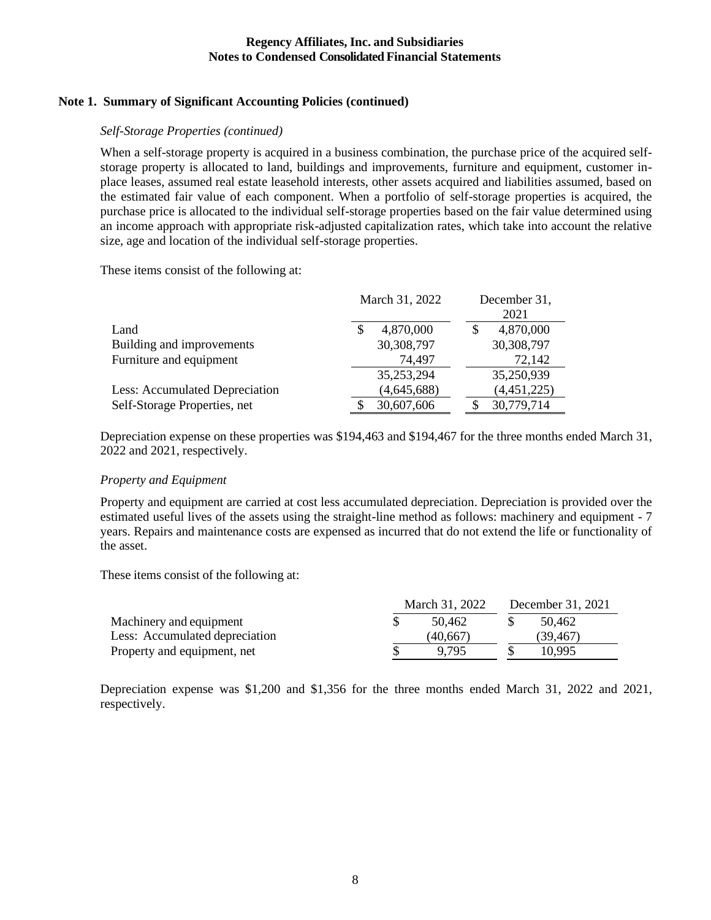Regency Affiliates, Inc. and Subsidiaries
Notes to Condensed Consolidated Financial Statements

## Note 1. Summary of Significant Accounting Policies (continued)

*Self-Storage Properties (continued)*

When a self-storage property is acquired in a business combination, the purchase price of the acquired self-storage property is allocated to land, buildings and improvements, furniture and equipment, customer in-place leases, assumed real estate leasehold interests, other assets acquired and liabilities assumed, based on the estimated fair value of each component. When a portfolio of self-storage properties is acquired, the purchase price is allocated to the individual self-storage properties based on the fair value determined using an income approach with appropriate risk-adjusted capitalization rates, which take into account the relative size, age and location of the individual self-storage properties.

These items consist of the following at:

| | March 31, 2022 | December 31, 2021 |
|---|---|---|
| Land | $ 4,870,000 | $ 4,870,000 |
| Building and improvements | 30,308,797 | 30,308,797 |
| Furniture and equipment | 74,497 | 72,142 |
| | 35,253,294 | 35,250,939 |
| Less: Accumulated Depreciation | (4,645,688) | (4,451,225) |
| Self-Storage Properties, net | $ 30,607,606 | $ 30,779,714 |

Depreciation expense on these properties was $194,463 and $194,467 for the three months ended March 31, 2022 and 2021, respectively.

*Property and Equipment*

Property and equipment are carried at cost less accumulated depreciation. Depreciation is provided over the estimated useful lives of the assets using the straight-line method as follows: machinery and equipment - 7 years. Repairs and maintenance costs are expensed as incurred that do not extend the life or functionality of the asset.

These items consist of the following at:

| | March 31, 2022 | December 31, 2021 |
|---|---|---|
| Machinery and equipment | $ 50,462 | $ 50,462 |
| Less: Accumulated depreciation | (40,667) | (39,467) |
| Property and equipment, net | $ 9,795 | $ 10,995 |

Depreciation expense was $1,200 and $1,356 for the three months ended March 31, 2022 and 2021, respectively.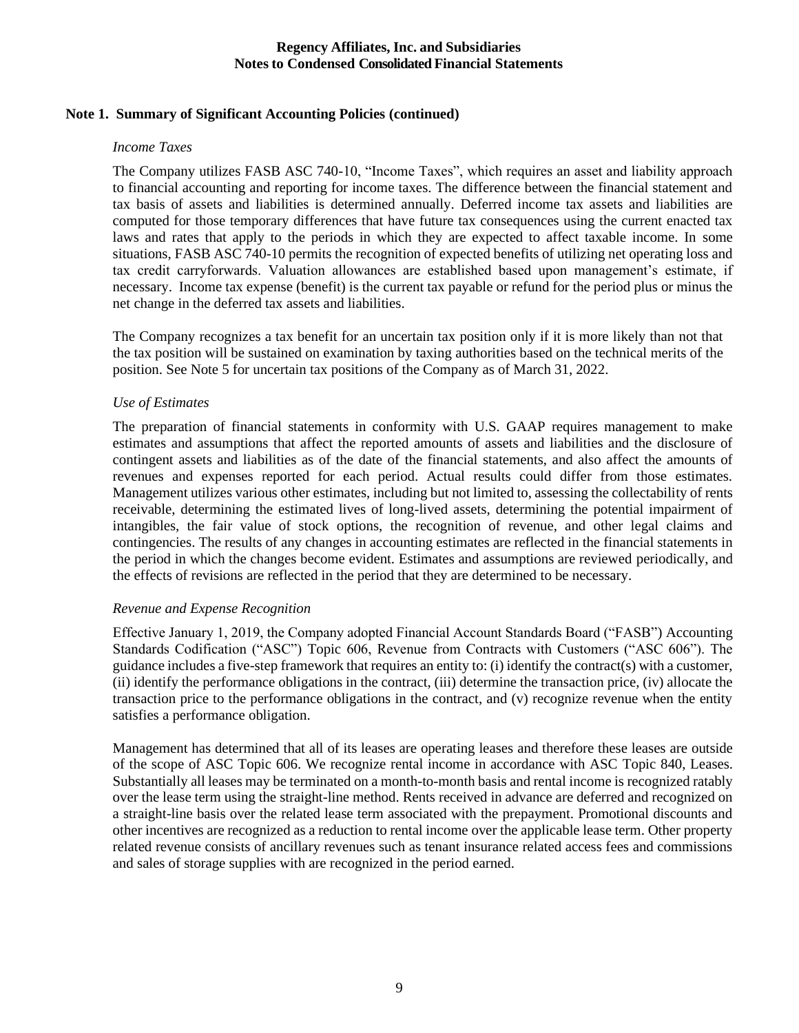### Note 1. Summary of Significant Accounting Policies (continued)

*Income Taxes*

The Company utilizes FASB ASC 740-10, "Income Taxes", which requires an asset and liability approach to financial accounting and reporting for income taxes. The difference between the financial statement and tax basis of assets and liabilities is determined annually. Deferred income tax assets and liabilities are computed for those temporary differences that have future tax consequences using the current enacted tax laws and rates that apply to the periods in which they are expected to affect taxable income. In some situations, FASB ASC 740-10 permits the recognition of expected benefits of utilizing net operating loss and tax credit carryforwards. Valuation allowances are established based upon management's estimate, if necessary. Income tax expense (benefit) is the current tax payable or refund for the period plus or minus the net change in the deferred tax assets and liabilities.

The Company recognizes a tax benefit for an uncertain tax position only if it is more likely than not that the tax position will be sustained on examination by taxing authorities based on the technical merits of the position. See Note 5 for uncertain tax positions of the Company as of March 31, 2022.

*Use of Estimates*

The preparation of financial statements in conformity with U.S. GAAP requires management to make estimates and assumptions that affect the reported amounts of assets and liabilities and the disclosure of contingent assets and liabilities as of the date of the financial statements, and also affect the amounts of revenues and expenses reported for each period. Actual results could differ from those estimates. Management utilizes various other estimates, including but not limited to, assessing the collectability of rents receivable, determining the estimated lives of long-lived assets, determining the potential impairment of intangibles, the fair value of stock options, the recognition of revenue, and other legal claims and contingencies. The results of any changes in accounting estimates are reflected in the financial statements in the period in which the changes become evident. Estimates and assumptions are reviewed periodically, and the effects of revisions are reflected in the period that they are determined to be necessary.

*Revenue and Expense Recognition*

Effective January 1, 2019, the Company adopted Financial Account Standards Board ("FASB") Accounting Standards Codification ("ASC") Topic 606, Revenue from Contracts with Customers ("ASC 606"). The guidance includes a five-step framework that requires an entity to: (i) identify the contract(s) with a customer, (ii) identify the performance obligations in the contract, (iii) determine the transaction price, (iv) allocate the transaction price to the performance obligations in the contract, and (v) recognize revenue when the entity satisfies a performance obligation.

Management has determined that all of its leases are operating leases and therefore these leases are outside of the scope of ASC Topic 606. We recognize rental income in accordance with ASC Topic 840, Leases. Substantially all leases may be terminated on a month-to-month basis and rental income is recognized ratably over the lease term using the straight-line method. Rents received in advance are deferred and recognized on a straight-line basis over the related lease term associated with the prepayment. Promotional discounts and other incentives are recognized as a reduction to rental income over the applicable lease term. Other property related revenue consists of ancillary revenues such as tenant insurance related access fees and commissions and sales of storage supplies with are recognized in the period earned.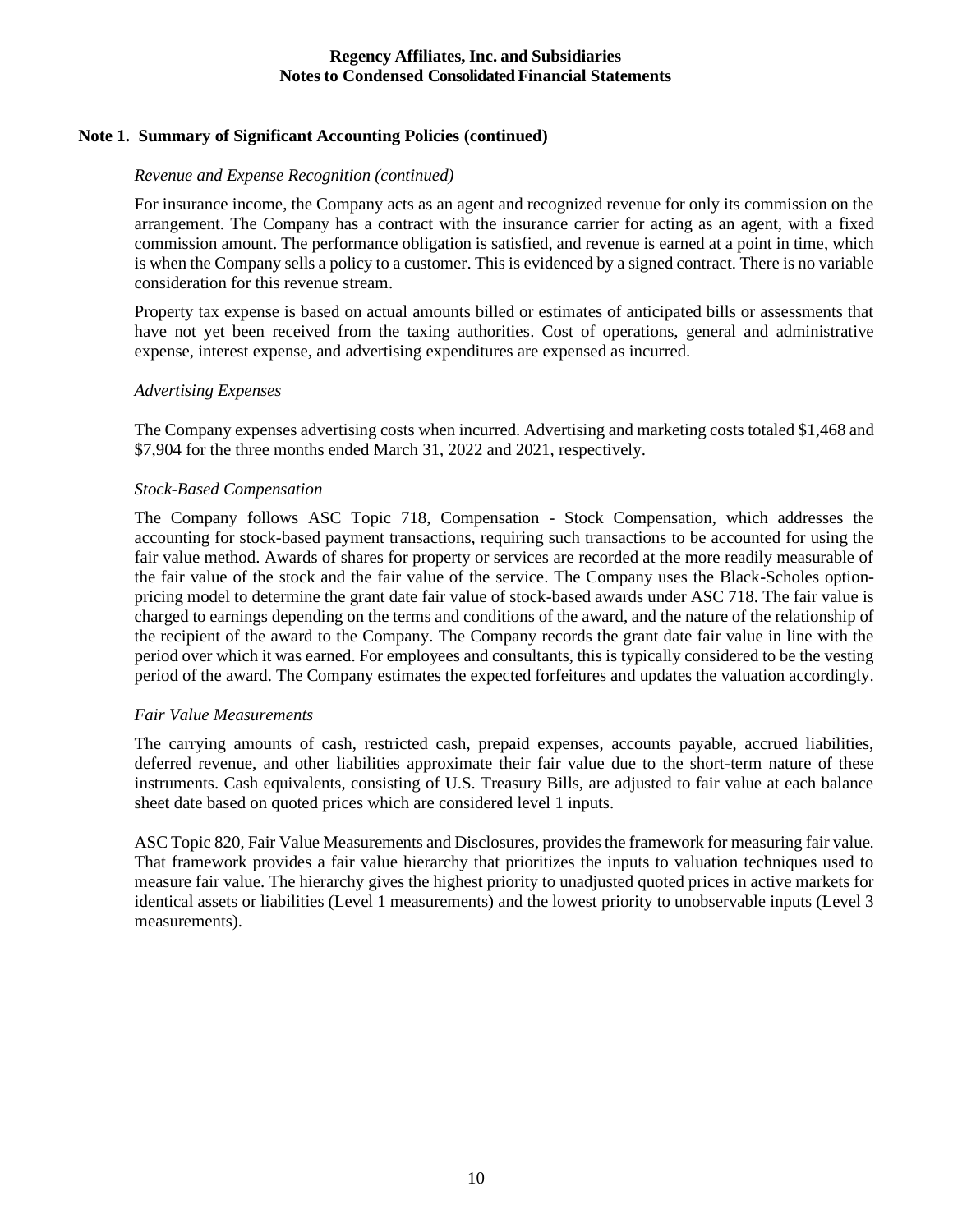## Note 1. Summary of Significant Accounting Policies (continued)

*Revenue and Expense Recognition (continued)*

For insurance income, the Company acts as an agent and recognized revenue for only its commission on the arrangement. The Company has a contract with the insurance carrier for acting as an agent, with a fixed commission amount. The performance obligation is satisfied, and revenue is earned at a point in time, which is when the Company sells a policy to a customer. This is evidenced by a signed contract. There is no variable consideration for this revenue stream.

Property tax expense is based on actual amounts billed or estimates of anticipated bills or assessments that have not yet been received from the taxing authorities. Cost of operations, general and administrative expense, interest expense, and advertising expenditures are expensed as incurred.

*Advertising Expenses*

The Company expenses advertising costs when incurred. Advertising and marketing costs totaled $1,468 and $7,904 for the three months ended March 31, 2022 and 2021, respectively.

*Stock-Based Compensation*

The Company follows ASC Topic 718, Compensation - Stock Compensation, which addresses the accounting for stock-based payment transactions, requiring such transactions to be accounted for using the fair value method. Awards of shares for property or services are recorded at the more readily measurable of the fair value of the stock and the fair value of the service. The Company uses the Black-Scholes option-pricing model to determine the grant date fair value of stock-based awards under ASC 718. The fair value is charged to earnings depending on the terms and conditions of the award, and the nature of the relationship of the recipient of the award to the Company. The Company records the grant date fair value in line with the period over which it was earned. For employees and consultants, this is typically considered to be the vesting period of the award. The Company estimates the expected forfeitures and updates the valuation accordingly.

*Fair Value Measurements*

The carrying amounts of cash, restricted cash, prepaid expenses, accounts payable, accrued liabilities, deferred revenue, and other liabilities approximate their fair value due to the short-term nature of these instruments. Cash equivalents, consisting of U.S. Treasury Bills, are adjusted to fair value at each balance sheet date based on quoted prices which are considered level 1 inputs.

ASC Topic 820, Fair Value Measurements and Disclosures, provides the framework for measuring fair value. That framework provides a fair value hierarchy that prioritizes the inputs to valuation techniques used to measure fair value. The hierarchy gives the highest priority to unadjusted quoted prices in active markets for identical assets or liabilities (Level 1 measurements) and the lowest priority to unobservable inputs (Level 3 measurements).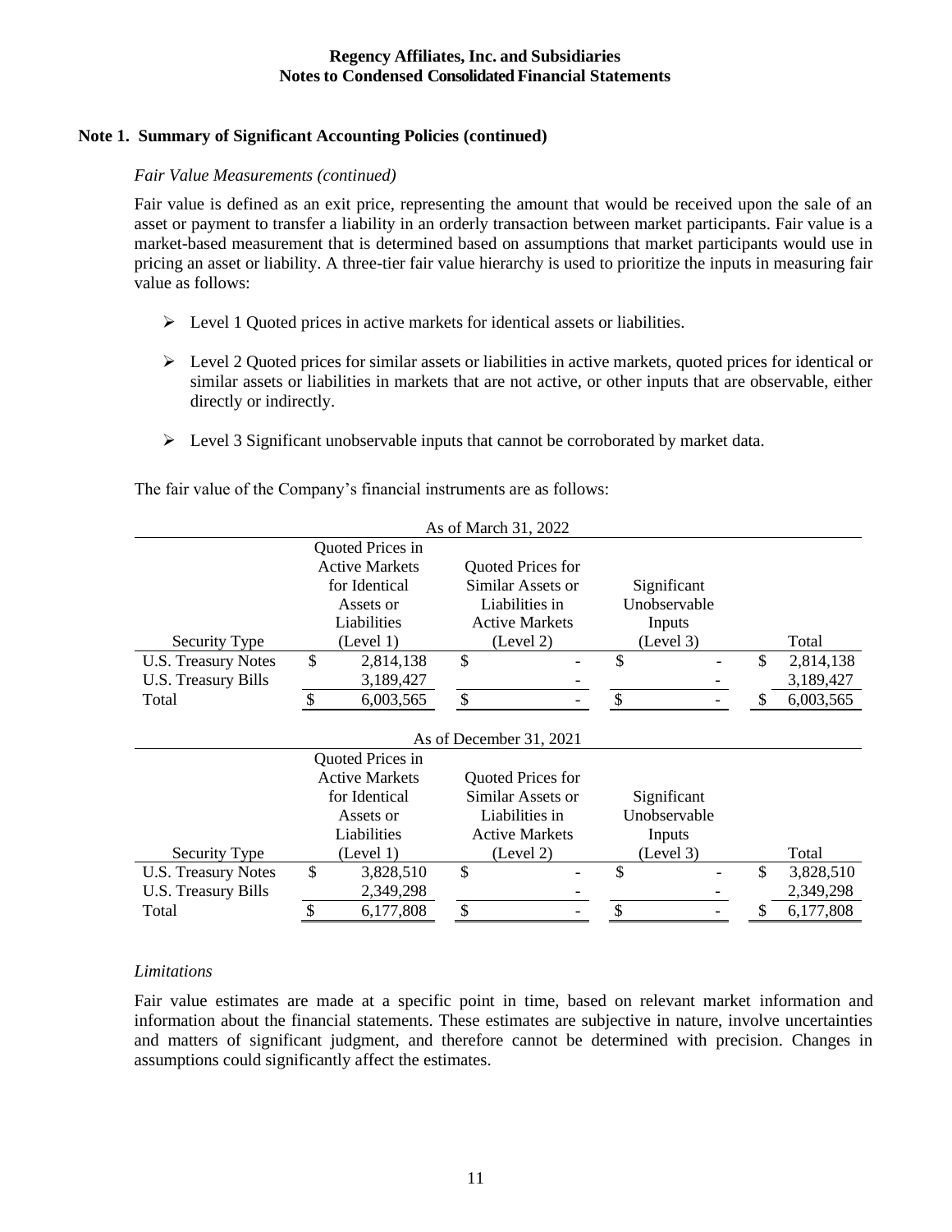## Note 1. Summary of Significant Accounting Policies (continued)

*Fair Value Measurements (continued)*

Fair value is defined as an exit price, representing the amount that would be received upon the sale of an asset or payment to transfer a liability in an orderly transaction between market participants. Fair value is a market-based measurement that is determined based on assumptions that market participants would use in pricing an asset or liability. A three-tier fair value hierarchy is used to prioritize the inputs in measuring fair value as follows:

- Level 1 Quoted prices in active markets for identical assets or liabilities.
- Level 2 Quoted prices for similar assets or liabilities in active markets, quoted prices for identical or similar assets or liabilities in markets that are not active, or other inputs that are observable, either directly or indirectly.
- Level 3 Significant unobservable inputs that cannot be corroborated by market data.

The fair value of the Company's financial instruments are as follows:

| As of March 31, 2022 | | | | |
|---|---|---|---|---|
| Security Type | Quoted Prices in Active Markets for Identical Assets or Liabilities (Level 1) | Quoted Prices for Similar Assets or Liabilities in Active Markets (Level 2) | Significant Unobservable Inputs (Level 3) | Total |
| U.S. Treasury Notes | $ 2,814,138 | $ - | $ - | $ 2,814,138 |
| U.S. Treasury Bills | 3,189,427 | - | - | 3,189,427 |
| Total | $ 6,003,565 | $ - | $ - | $ 6,003,565 |

| As of December 31, 2021 | | | | |
|---|---|---|---|---|
| Security Type | Quoted Prices in Active Markets for Identical Assets or Liabilities (Level 1) | Quoted Prices for Similar Assets or Liabilities in Active Markets (Level 2) | Significant Unobservable Inputs (Level 3) | Total |
| U.S. Treasury Notes | $ 3,828,510 | $ - | $ - | $ 3,828,510 |
| U.S. Treasury Bills | 2,349,298 | - | - | 2,349,298 |
| Total | $ 6,177,808 | $ - | $ - | $ 6,177,808 |

*Limitations*

Fair value estimates are made at a specific point in time, based on relevant market information and information about the financial statements. These estimates are subjective in nature, involve uncertainties and matters of significant judgment, and therefore cannot be determined with precision. Changes in assumptions could significantly affect the estimates.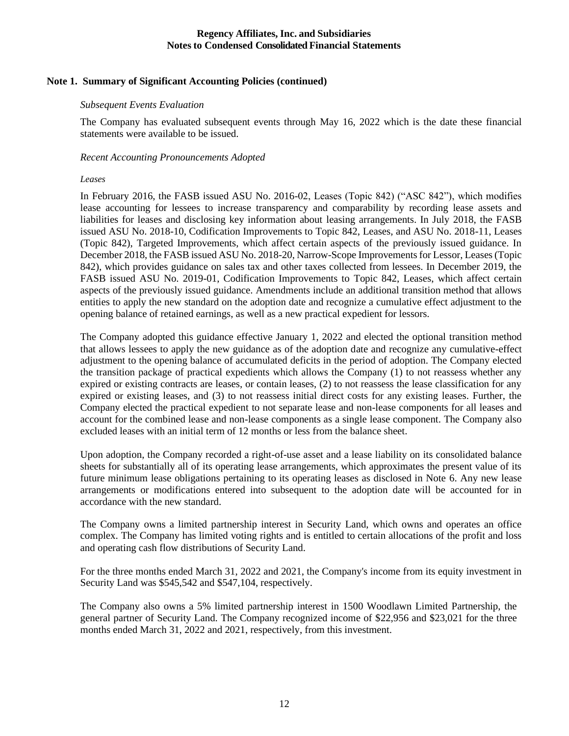**Regency Affiliates, Inc. and Subsidiaries**
**Notes to Condensed Consolidated Financial Statements**

## Note 1. Summary of Significant Accounting Policies (continued)

*Subsequent Events Evaluation*

The Company has evaluated subsequent events through May 16, 2022 which is the date these financial statements were available to be issued.

*Recent Accounting Pronouncements Adopted*

*Leases*

In February 2016, the FASB issued ASU No. 2016-02, Leases (Topic 842) ("ASC 842"), which modifies lease accounting for lessees to increase transparency and comparability by recording lease assets and liabilities for leases and disclosing key information about leasing arrangements. In July 2018, the FASB issued ASU No. 2018-10, Codification Improvements to Topic 842, Leases, and ASU No. 2018-11, Leases (Topic 842), Targeted Improvements, which affect certain aspects of the previously issued guidance. In December 2018, the FASB issued ASU No. 2018-20, Narrow-Scope Improvements for Lessor, Leases (Topic 842), which provides guidance on sales tax and other taxes collected from lessees. In December 2019, the FASB issued ASU No. 2019-01, Codification Improvements to Topic 842, Leases, which affect certain aspects of the previously issued guidance. Amendments include an additional transition method that allows entities to apply the new standard on the adoption date and recognize a cumulative effect adjustment to the opening balance of retained earnings, as well as a new practical expedient for lessors.

The Company adopted this guidance effective January 1, 2022 and elected the optional transition method that allows lessees to apply the new guidance as of the adoption date and recognize any cumulative-effect adjustment to the opening balance of accumulated deficits in the period of adoption. The Company elected the transition package of practical expedients which allows the Company (1) to not reassess whether any expired or existing contracts are leases, or contain leases, (2) to not reassess the lease classification for any expired or existing leases, and (3) to not reassess initial direct costs for any existing leases. Further, the Company elected the practical expedient to not separate lease and non-lease components for all leases and account for the combined lease and non-lease components as a single lease component. The Company also excluded leases with an initial term of 12 months or less from the balance sheet.

Upon adoption, the Company recorded a right-of-use asset and a lease liability on its consolidated balance sheets for substantially all of its operating lease arrangements, which approximates the present value of its future minimum lease obligations pertaining to its operating leases as disclosed in Note 6. Any new lease arrangements or modifications entered into subsequent to the adoption date will be accounted for in accordance with the new standard.

The Company owns a limited partnership interest in Security Land, which owns and operates an office complex. The Company has limited voting rights and is entitled to certain allocations of the profit and loss and operating cash flow distributions of Security Land.

For the three months ended March 31, 2022 and 2021, the Company's income from its equity investment in Security Land was $545,542 and $547,104, respectively.

The Company also owns a 5% limited partnership interest in 1500 Woodlawn Limited Partnership, the general partner of Security Land. The Company recognized income of $22,956 and $23,021 for the three months ended March 31, 2022 and 2021, respectively, from this investment.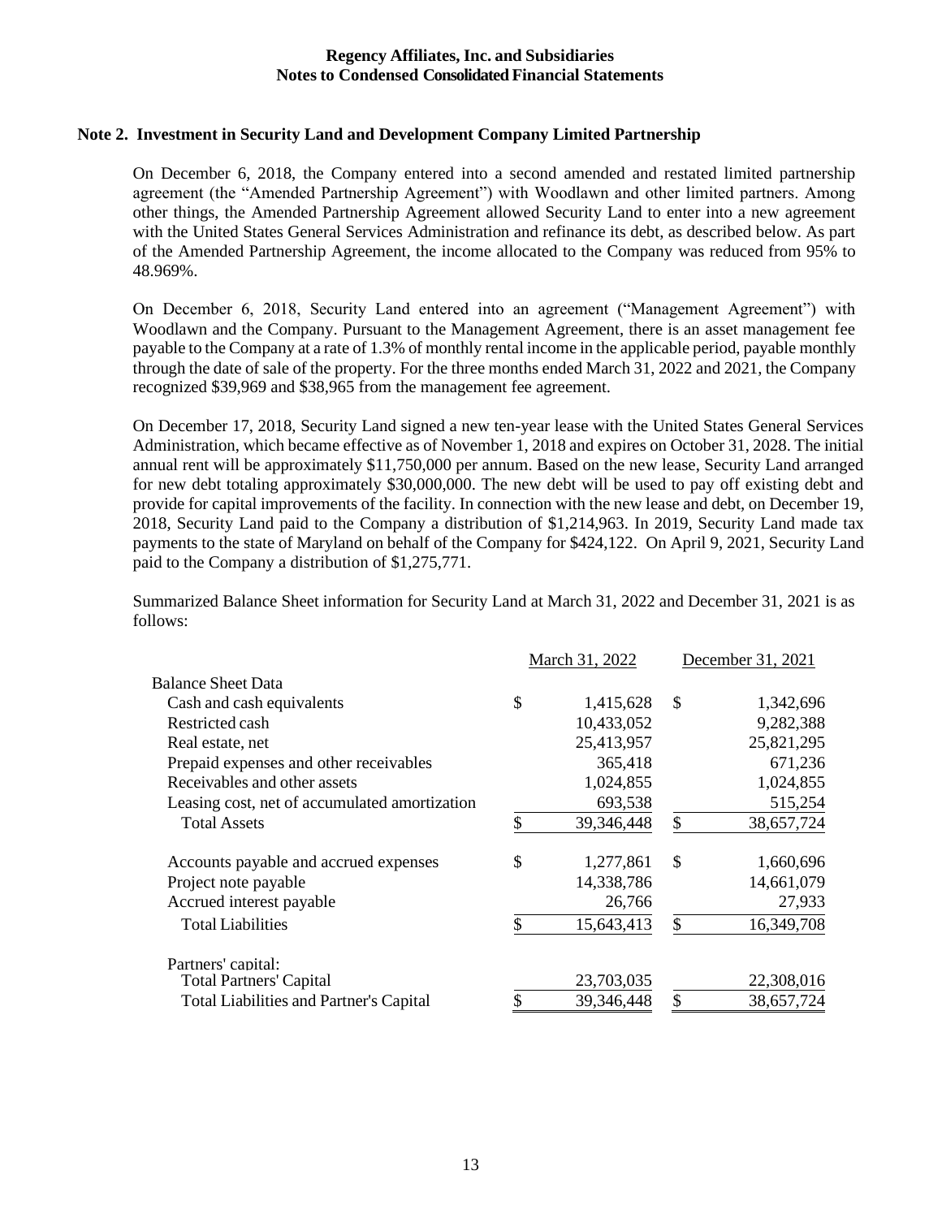## Note 2. Investment in Security Land and Development Company Limited Partnership

On December 6, 2018, the Company entered into a second amended and restated limited partnership agreement (the "Amended Partnership Agreement") with Woodlawn and other limited partners. Among other things, the Amended Partnership Agreement allowed Security Land to enter into a new agreement with the United States General Services Administration and refinance its debt, as described below. As part of the Amended Partnership Agreement, the income allocated to the Company was reduced from 95% to 48.969%.

On December 6, 2018, Security Land entered into an agreement ("Management Agreement") with Woodlawn and the Company. Pursuant to the Management Agreement, there is an asset management fee payable to the Company at a rate of 1.3% of monthly rental income in the applicable period, payable monthly through the date of sale of the property. For the three months ended March 31, 2022 and 2021, the Company recognized $39,969 and $38,965 from the management fee agreement.

On December 17, 2018, Security Land signed a new ten-year lease with the United States General Services Administration, which became effective as of November 1, 2018 and expires on October 31, 2028. The initial annual rent will be approximately $11,750,000 per annum. Based on the new lease, Security Land arranged for new debt totaling approximately $30,000,000. The new debt will be used to pay off existing debt and provide for capital improvements of the facility. In connection with the new lease and debt, on December 19, 2018, Security Land paid to the Company a distribution of $1,214,963. In 2019, Security Land made tax payments to the state of Maryland on behalf of the Company for $424,122. On April 9, 2021, Security Land paid to the Company a distribution of $1,275,771.

Summarized Balance Sheet information for Security Land at March 31, 2022 and December 31, 2021 is as follows:

| | March 31, 2022 | December 31, 2021 |
|---|---|---|
| Balance Sheet Data | | |
| Cash and cash equivalents | $ 1,415,628 | $ 1,342,696 |
| Restricted cash | 10,433,052 | 9,282,388 |
| Real estate, net | 25,413,957 | 25,821,295 |
| Prepaid expenses and other receivables | 365,418 | 671,236 |
| Receivables and other assets | 1,024,855 | 1,024,855 |
| Leasing cost, net of accumulated amortization | 693,538 | 515,254 |
| Total Assets | $ 39,346,448 | $ 38,657,724 |
| Accounts payable and accrued expenses | $ 1,277,861 | $ 1,660,696 |
| Project note payable | 14,338,786 | 14,661,079 |
| Accrued interest payable | 26,766 | 27,933 |
| Total Liabilities | $ 15,643,413 | $ 16,349,708 |
| Partners' capital: | | |
| Total Partners' Capital | 23,703,035 | 22,308,016 |
| Total Liabilities and Partner's Capital | $ 39,346,448 | $ 38,657,724 |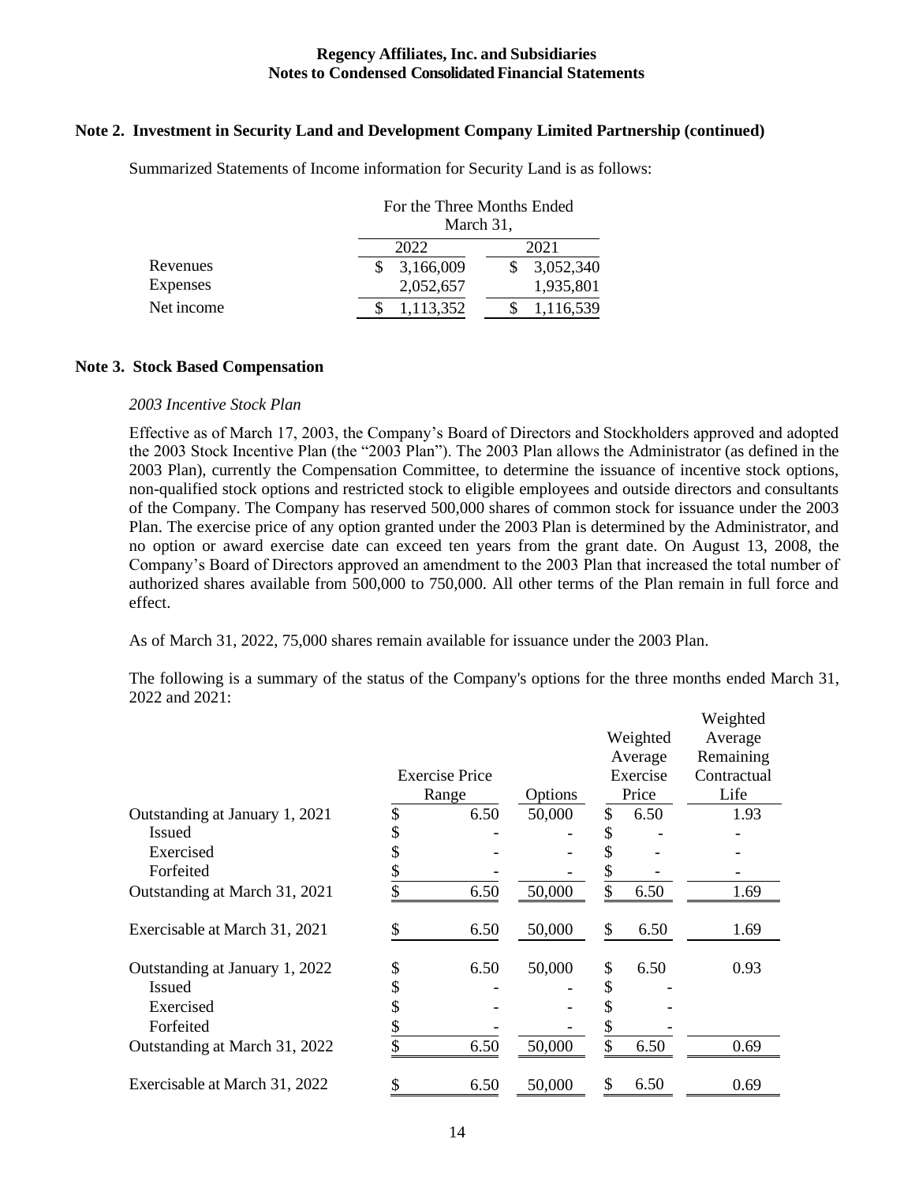## Note 2. Investment in Security Land and Development Company Limited Partnership (continued)

Summarized Statements of Income information for Security Land is as follows:

| | For the Three Months Ended March 31, | |
|---|---|---|
| | 2022 | 2021 |
| Revenues | $ 3,166,009 | $ 3,052,340 |
| Expenses | 2,052,657 | 1,935,801 |
| Net income | $ 1,113,352 | $ 1,116,539 |

## Note 3. Stock Based Compensation

*2003 Incentive Stock Plan*

Effective as of March 17, 2003, the Company's Board of Directors and Stockholders approved and adopted the 2003 Stock Incentive Plan (the "2003 Plan"). The 2003 Plan allows the Administrator (as defined in the 2003 Plan), currently the Compensation Committee, to determine the issuance of incentive stock options, non-qualified stock options and restricted stock to eligible employees and outside directors and consultants of the Company. The Company has reserved 500,000 shares of common stock for issuance under the 2003 Plan. The exercise price of any option granted under the 2003 Plan is determined by the Administrator, and no option or award exercise date can exceed ten years from the grant date. On August 13, 2008, the Company's Board of Directors approved an amendment to the 2003 Plan that increased the total number of authorized shares available from 500,000 to 750,000. All other terms of the Plan remain in full force and effect.

As of March 31, 2022, 75,000 shares remain available for issuance under the 2003 Plan.

The following is a summary of the status of the Company's options for the three months ended March 31, 2022 and 2021:

| | Exercise Price Range | Options | Weighted Average Exercise Price | Weighted Average Remaining Contractual Life |
|---|---|---|---|---|
| Outstanding at January 1, 2021 | $ 6.50 | 50,000 | $ 6.50 | 1.93 |
| Issued | $ - | - | $ - | - |
| Exercised | $ - | - | $ - | - |
| Forfeited | $ - | - | $ - | - |
| Outstanding at March 31, 2021 | $ 6.50 | 50,000 | $ 6.50 | 1.69 |
| Exercisable at March 31, 2021 | $ 6.50 | 50,000 | $ 6.50 | 1.69 |
| Outstanding at January 1, 2022 | $ 6.50 | 50,000 | $ 6.50 | 0.93 |
| Issued | $ - | - | $ - | |
| Exercised | $ - | - | $ - | |
| Forfeited | $ - | - | $ - | |
| Outstanding at March 31, 2022 | $ 6.50 | 50,000 | $ 6.50 | 0.69 |
| Exercisable at March 31, 2022 | $ 6.50 | 50,000 | $ 6.50 | 0.69 |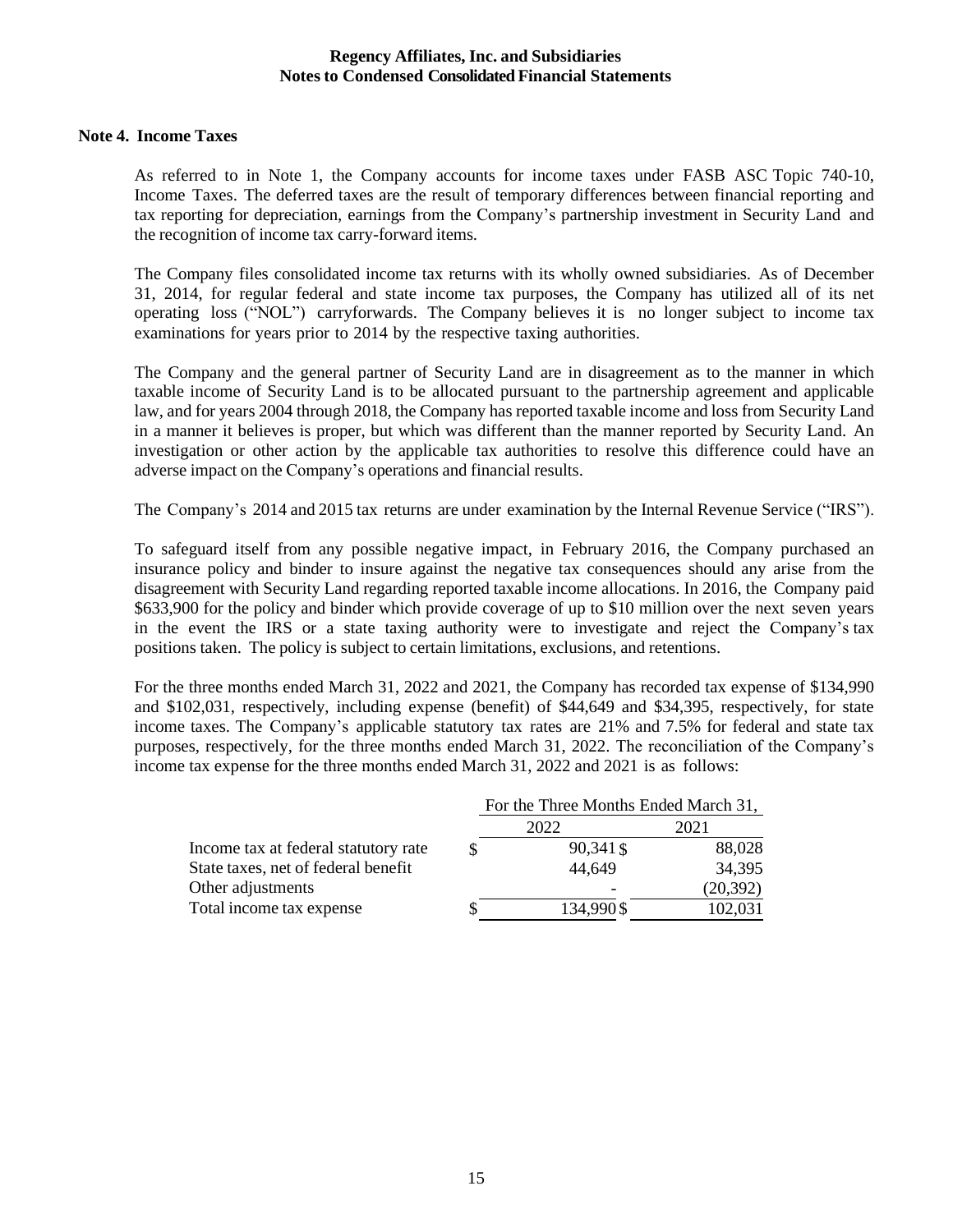# Regency Affiliates, Inc. and Subsidiaries
## Notes to Condensed Consolidated Financial Statements

### Note 4. Income Taxes

As referred to in Note 1, the Company accounts for income taxes under FASB ASC Topic 740-10, Income Taxes. The deferred taxes are the result of temporary differences between financial reporting and tax reporting for depreciation, earnings from the Company's partnership investment in Security Land and the recognition of income tax carry-forward items.

The Company files consolidated income tax returns with its wholly owned subsidiaries. As of December 31, 2014, for regular federal and state income tax purposes, the Company has utilized all of its net operating loss ("NOL") carryforwards. The Company believes it is no longer subject to income tax examinations for years prior to 2014 by the respective taxing authorities.

The Company and the general partner of Security Land are in disagreement as to the manner in which taxable income of Security Land is to be allocated pursuant to the partnership agreement and applicable law, and for years 2004 through 2018, the Company has reported taxable income and loss from Security Land in a manner it believes is proper, but which was different than the manner reported by Security Land. An investigation or other action by the applicable tax authorities to resolve this difference could have an adverse impact on the Company's operations and financial results.

The Company's 2014 and 2015 tax returns are under examination by the Internal Revenue Service ("IRS").

To safeguard itself from any possible negative impact, in February 2016, the Company purchased an insurance policy and binder to insure against the negative tax consequences should any arise from the disagreement with Security Land regarding reported taxable income allocations. In 2016, the Company paid $633,900 for the policy and binder which provide coverage of up to $10 million over the next seven years in the event the IRS or a state taxing authority were to investigate and reject the Company's tax positions taken. The policy is subject to certain limitations, exclusions, and retentions.

For the three months ended March 31, 2022 and 2021, the Company has recorded tax expense of $134,990 and $102,031, respectively, including expense (benefit) of $44,649 and $34,395, respectively, for state income taxes. The Company's applicable statutory tax rates are 21% and 7.5% for federal and state tax purposes, respectively, for the three months ended March 31, 2022. The reconciliation of the Company's income tax expense for the three months ended March 31, 2022 and 2021 is as follows:

| | For the Three Months Ended March 31, | |
|---|---|---|
| | 2022 | 2021 |
| Income tax at federal statutory rate | $ 90,341 | $ 88,028 |
| State taxes, net of federal benefit | 44,649 | 34,395 |
| Other adjustments | - | (20,392) |
| Total income tax expense | $ 134,990 | $ 102,031 |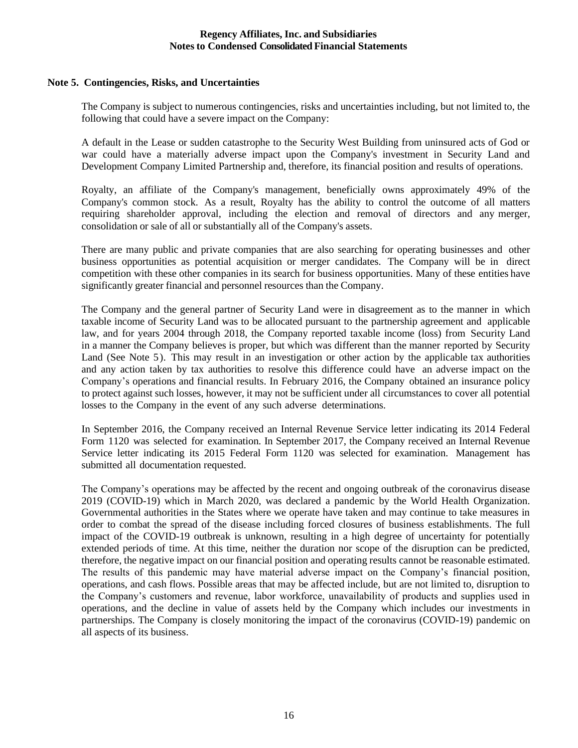## Note 5. Contingencies, Risks, and Uncertainties

The Company is subject to numerous contingencies, risks and uncertainties including, but not limited to, the following that could have a severe impact on the Company:

A default in the Lease or sudden catastrophe to the Security West Building from uninsured acts of God or war could have a materially adverse impact upon the Company's investment in Security Land and Development Company Limited Partnership and, therefore, its financial position and results of operations.

Royalty, an affiliate of the Company's management, beneficially owns approximately 49% of the Company's common stock. As a result, Royalty has the ability to control the outcome of all matters requiring shareholder approval, including the election and removal of directors and any merger, consolidation or sale of all or substantially all of the Company's assets.

There are many public and private companies that are also searching for operating businesses and other business opportunities as potential acquisition or merger candidates. The Company will be in direct competition with these other companies in its search for business opportunities. Many of these entities have significantly greater financial and personnel resources than the Company.

The Company and the general partner of Security Land were in disagreement as to the manner in which taxable income of Security Land was to be allocated pursuant to the partnership agreement and applicable law, and for years 2004 through 2018, the Company reported taxable income (loss) from Security Land in a manner the Company believes is proper, but which was different than the manner reported by Security Land (See Note 5). This may result in an investigation or other action by the applicable tax authorities and any action taken by tax authorities to resolve this difference could have an adverse impact on the Company's operations and financial results. In February 2016, the Company obtained an insurance policy to protect against such losses, however, it may not be sufficient under all circumstances to cover all potential losses to the Company in the event of any such adverse determinations.

In September 2016, the Company received an Internal Revenue Service letter indicating its 2014 Federal Form 1120 was selected for examination. In September 2017, the Company received an Internal Revenue Service letter indicating its 2015 Federal Form 1120 was selected for examination. Management has submitted all documentation requested.

The Company's operations may be affected by the recent and ongoing outbreak of the coronavirus disease 2019 (COVID-19) which in March 2020, was declared a pandemic by the World Health Organization. Governmental authorities in the States where we operate have taken and may continue to take measures in order to combat the spread of the disease including forced closures of business establishments. The full impact of the COVID-19 outbreak is unknown, resulting in a high degree of uncertainty for potentially extended periods of time. At this time, neither the duration nor scope of the disruption can be predicted, therefore, the negative impact on our financial position and operating results cannot be reasonable estimated. The results of this pandemic may have material adverse impact on the Company's financial position, operations, and cash flows. Possible areas that may be affected include, but are not limited to, disruption to the Company's customers and revenue, labor workforce, unavailability of products and supplies used in operations, and the decline in value of assets held by the Company which includes our investments in partnerships. The Company is closely monitoring the impact of the coronavirus (COVID-19) pandemic on all aspects of its business.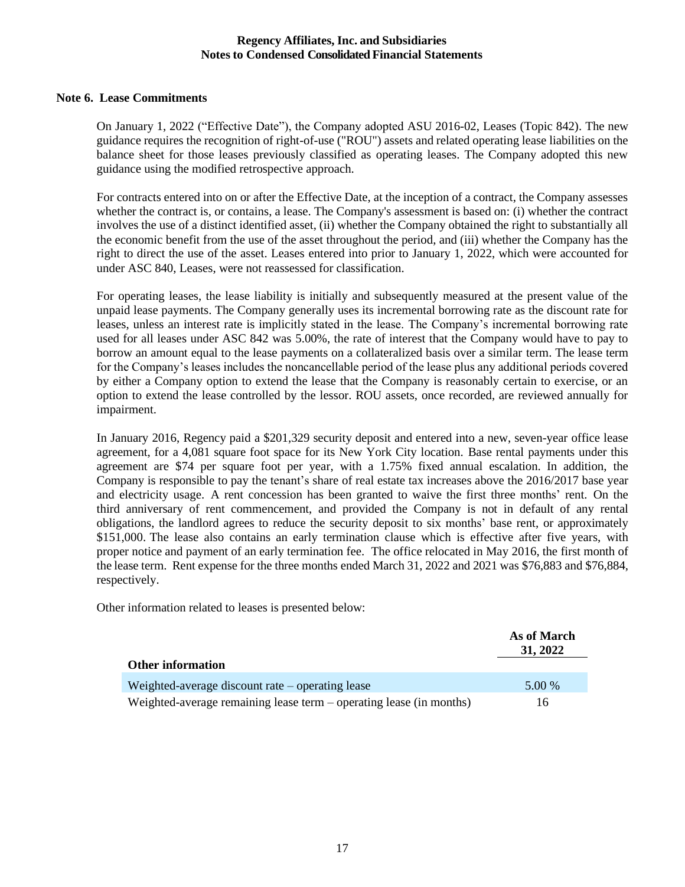## Note 6. Lease Commitments

On January 1, 2022 ("Effective Date"), the Company adopted ASU 2016-02, Leases (Topic 842). The new guidance requires the recognition of right-of-use ("ROU") assets and related operating lease liabilities on the balance sheet for those leases previously classified as operating leases. The Company adopted this new guidance using the modified retrospective approach.

For contracts entered into on or after the Effective Date, at the inception of a contract, the Company assesses whether the contract is, or contains, a lease. The Company's assessment is based on: (i) whether the contract involves the use of a distinct identified asset, (ii) whether the Company obtained the right to substantially all the economic benefit from the use of the asset throughout the period, and (iii) whether the Company has the right to direct the use of the asset. Leases entered into prior to January 1, 2022, which were accounted for under ASC 840, Leases, were not reassessed for classification.

For operating leases, the lease liability is initially and subsequently measured at the present value of the unpaid lease payments. The Company generally uses its incremental borrowing rate as the discount rate for leases, unless an interest rate is implicitly stated in the lease. The Company's incremental borrowing rate used for all leases under ASC 842 was 5.00%, the rate of interest that the Company would have to pay to borrow an amount equal to the lease payments on a collateralized basis over a similar term. The lease term for the Company's leases includes the noncancellable period of the lease plus any additional periods covered by either a Company option to extend the lease that the Company is reasonably certain to exercise, or an option to extend the lease controlled by the lessor. ROU assets, once recorded, are reviewed annually for impairment.

In January 2016, Regency paid a $201,329 security deposit and entered into a new, seven-year office lease agreement, for a 4,081 square foot space for its New York City location. Base rental payments under this agreement are $74 per square foot per year, with a 1.75% fixed annual escalation. In addition, the Company is responsible to pay the tenant's share of real estate tax increases above the 2016/2017 base year and electricity usage. A rent concession has been granted to waive the first three months' rent. On the third anniversary of rent commencement, and provided the Company is not in default of any rental obligations, the landlord agrees to reduce the security deposit to six months' base rent, or approximately $151,000. The lease also contains an early termination clause which is effective after five years, with proper notice and payment of an early termination fee. The office relocated in May 2016, the first month of the lease term. Rent expense for the three months ended March 31, 2022 and 2021 was $76,883 and $76,884, respectively.

Other information related to leases is presented below:

| Other information | As of March 31, 2022 |
|---|---|
| Weighted-average discount rate – operating lease | 5.00 % |
| Weighted-average remaining lease term – operating lease (in months) | 16 |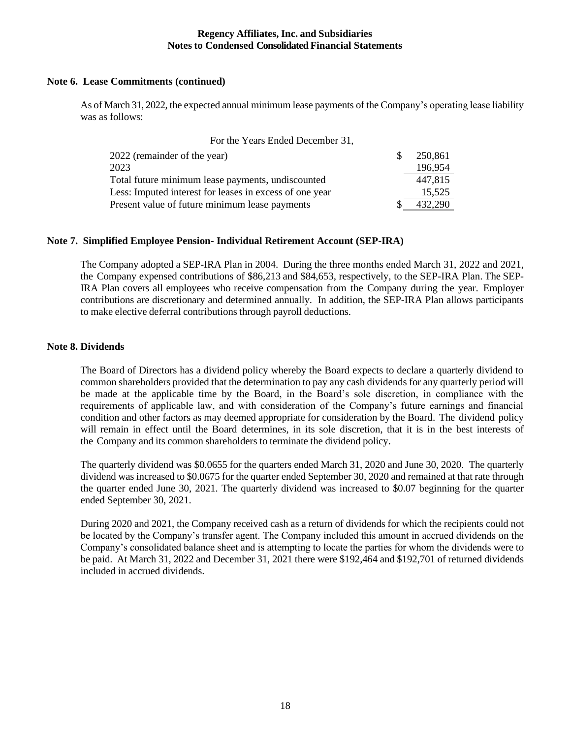### Note 6. Lease Commitments (continued)

As of March 31, 2022, the expected annual minimum lease payments of the Company's operating lease liability was as follows:

| For the Years Ended December 31, | |
|---|---|
| 2022 (remainder of the year) | $ 250,861 |
| 2023 | 196,954 |
| Total future minimum lease payments, undiscounted | 447,815 |
| Less: Imputed interest for leases in excess of one year | 15,525 |
| Present value of future minimum lease payments | $ 432,290 |

### Note 7. Simplified Employee Pension- Individual Retirement Account (SEP-IRA)

The Company adopted a SEP-IRA Plan in 2004. During the three months ended March 31, 2022 and 2021, the Company expensed contributions of $86,213 and $84,653, respectively, to the SEP-IRA Plan. The SEP-IRA Plan covers all employees who receive compensation from the Company during the year. Employer contributions are discretionary and determined annually. In addition, the SEP-IRA Plan allows participants to make elective deferral contributions through payroll deductions.

### Note 8. Dividends

The Board of Directors has a dividend policy whereby the Board expects to declare a quarterly dividend to common shareholders provided that the determination to pay any cash dividends for any quarterly period will be made at the applicable time by the Board, in the Board's sole discretion, in compliance with the requirements of applicable law, and with consideration of the Company's future earnings and financial condition and other factors as may deemed appropriate for consideration by the Board. The dividend policy will remain in effect until the Board determines, in its sole discretion, that it is in the best interests of the Company and its common shareholders to terminate the dividend policy.

The quarterly dividend was $0.0655 for the quarters ended March 31, 2020 and June 30, 2020. The quarterly dividend was increased to $0.0675 for the quarter ended September 30, 2020 and remained at that rate through the quarter ended June 30, 2021. The quarterly dividend was increased to $0.07 beginning for the quarter ended September 30, 2021.

During 2020 and 2021, the Company received cash as a return of dividends for which the recipients could not be located by the Company's transfer agent. The Company included this amount in accrued dividends on the Company's consolidated balance sheet and is attempting to locate the parties for whom the dividends were to be paid. At March 31, 2022 and December 31, 2021 there were $192,464 and $192,701 of returned dividends included in accrued dividends.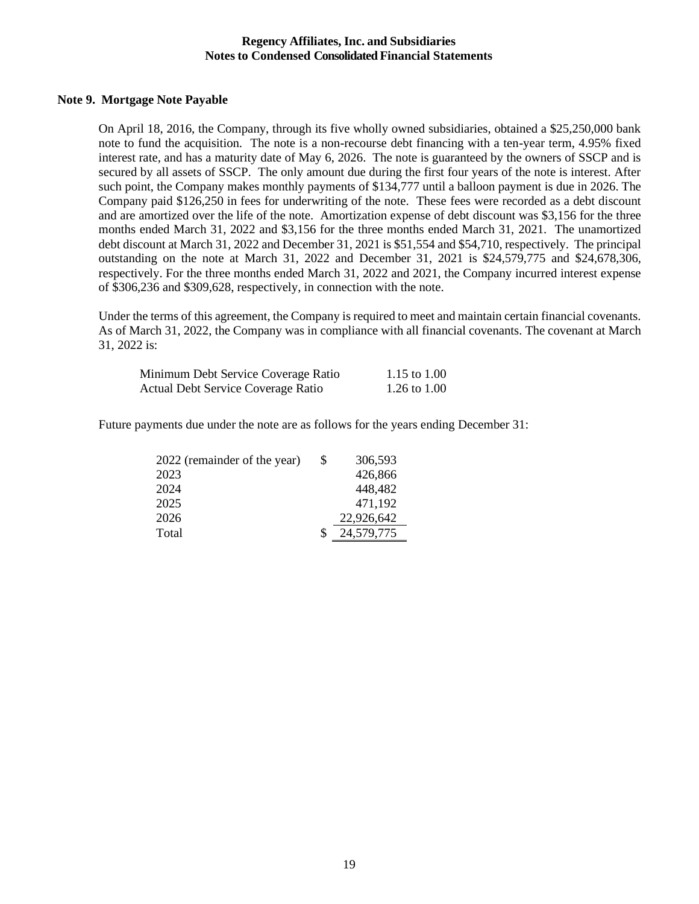## Note 9. Mortgage Note Payable

On April 18, 2016, the Company, through its five wholly owned subsidiaries, obtained a $25,250,000 bank note to fund the acquisition. The note is a non-recourse debt financing with a ten-year term, 4.95% fixed interest rate, and has a maturity date of May 6, 2026. The note is guaranteed by the owners of SSCP and is secured by all assets of SSCP. The only amount due during the first four years of the note is interest. After such point, the Company makes monthly payments of $134,777 until a balloon payment is due in 2026. The Company paid $126,250 in fees for underwriting of the note. These fees were recorded as a debt discount and are amortized over the life of the note. Amortization expense of debt discount was $3,156 for the three months ended March 31, 2022 and $3,156 for the three months ended March 31, 2021. The unamortized debt discount at March 31, 2022 and December 31, 2021 is $51,554 and $54,710, respectively. The principal outstanding on the note at March 31, 2022 and December 31, 2021 is $24,579,775 and $24,678,306, respectively. For the three months ended March 31, 2022 and 2021, the Company incurred interest expense of $306,236 and $309,628, respectively, in connection with the note.

Under the terms of this agreement, the Company is required to meet and maintain certain financial covenants. As of March 31, 2022, the Company was in compliance with all financial covenants. The covenant at March 31, 2022 is:

| | |
|---|---|
| Minimum Debt Service Coverage Ratio | 1.15 to 1.00 |
| Actual Debt Service Coverage Ratio | 1.26 to 1.00 |

Future payments due under the note are as follows for the years ending December 31:

| | | |
|---|---|---|
| 2022 (remainder of the year) | $ | 306,593 |
| 2023 | | 426,866 |
| 2024 | | 448,482 |
| 2025 | | 471,192 |
| 2026 | | 22,926,642 |
| Total | $ | 24,579,775 |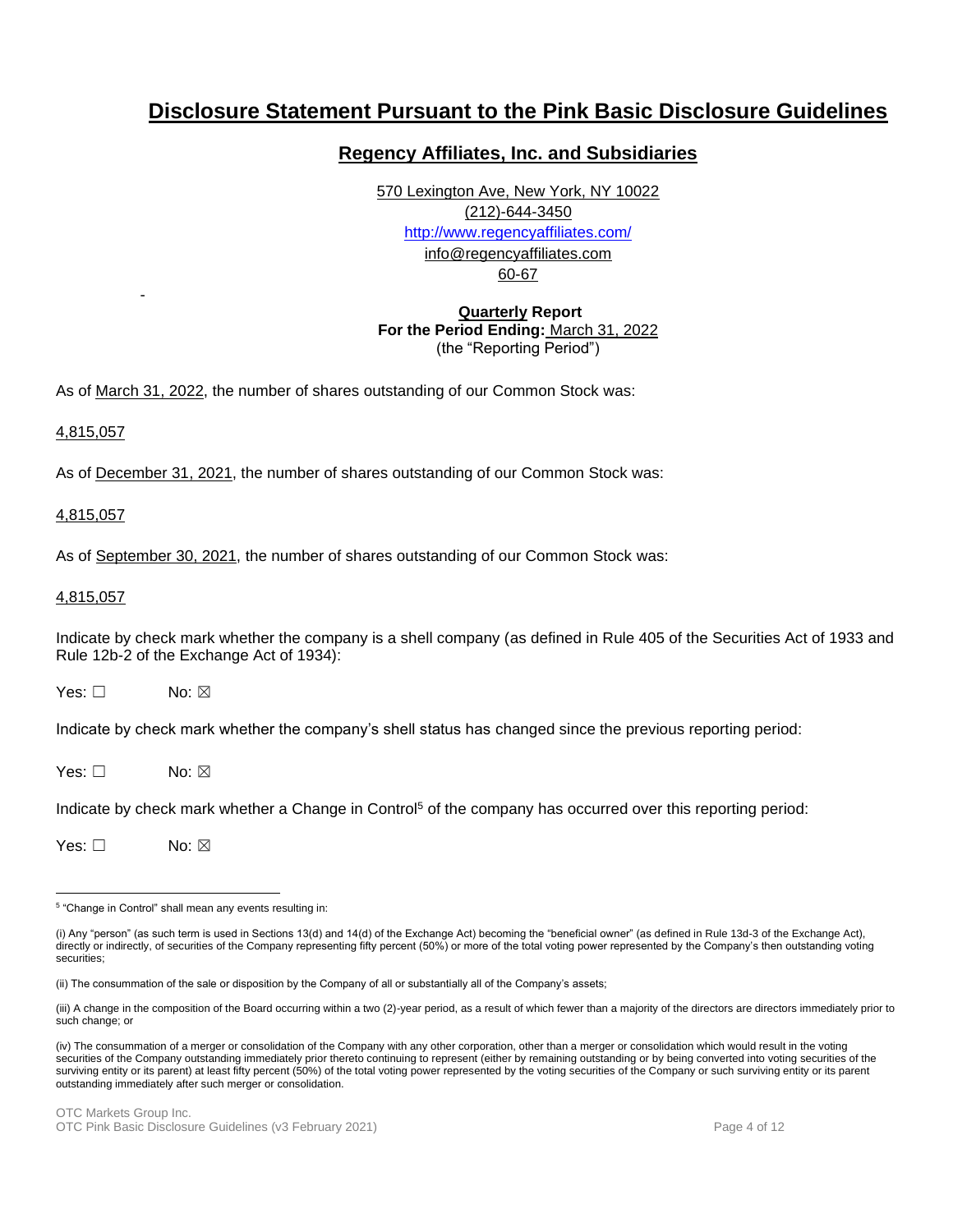# Disclosure Statement Pursuant to the Pink Basic Disclosure Guidelines

## Regency Affiliates, Inc. and Subsidiaries

570 Lexington Ave, New York, NY 10022
(212)-644-3450
http://www.regencyaffiliates.com/
info@regencyaffiliates.com
60-67

-

**Quarterly Report**
**For the Period Ending:** March 31, 2022
(the "Reporting Period")

As of March 31, 2022, the number of shares outstanding of our Common Stock was:

4,815,057

As of December 31, 2021, the number of shares outstanding of our Common Stock was:

4,815,057

As of September 30, 2021, the number of shares outstanding of our Common Stock was:

4,815,057

Indicate by check mark whether the company is a shell company (as defined in Rule 405 of the Securities Act of 1933 and Rule 12b-2 of the Exchange Act of 1934):

Yes: ☐ No: ☒

Indicate by check mark whether the company's shell status has changed since the previous reporting period:

Yes: ☐ No: ☒

Indicate by check mark whether a Change in Control[5] of the company has occurred over this reporting period:

Yes: ☐ No: ☒

---

[5] "Change in Control" shall mean any events resulting in:

(i) Any "person" (as such term is used in Sections 13(d) and 14(d) of the Exchange Act) becoming the "beneficial owner" (as defined in Rule 13d-3 of the Exchange Act), directly or indirectly, of securities of the Company representing fifty percent (50%) or more of the total voting power represented by the Company's then outstanding voting securities;

(ii) The consummation of the sale or disposition by the Company of all or substantially all of the Company's assets;

(iii) A change in the composition of the Board occurring within a two (2)-year period, as a result of which fewer than a majority of the directors are directors immediately prior to such change; or

(iv) The consummation of a merger or consolidation of the Company with any other corporation, other than a merger or consolidation which would result in the voting securities of the Company outstanding immediately prior thereto continuing to represent (either by remaining outstanding or by being converted into voting securities of the surviving entity or its parent) at least fifty percent (50%) of the total voting power represented by the voting securities of the Company or such surviving entity or its parent outstanding immediately after such merger or consolidation.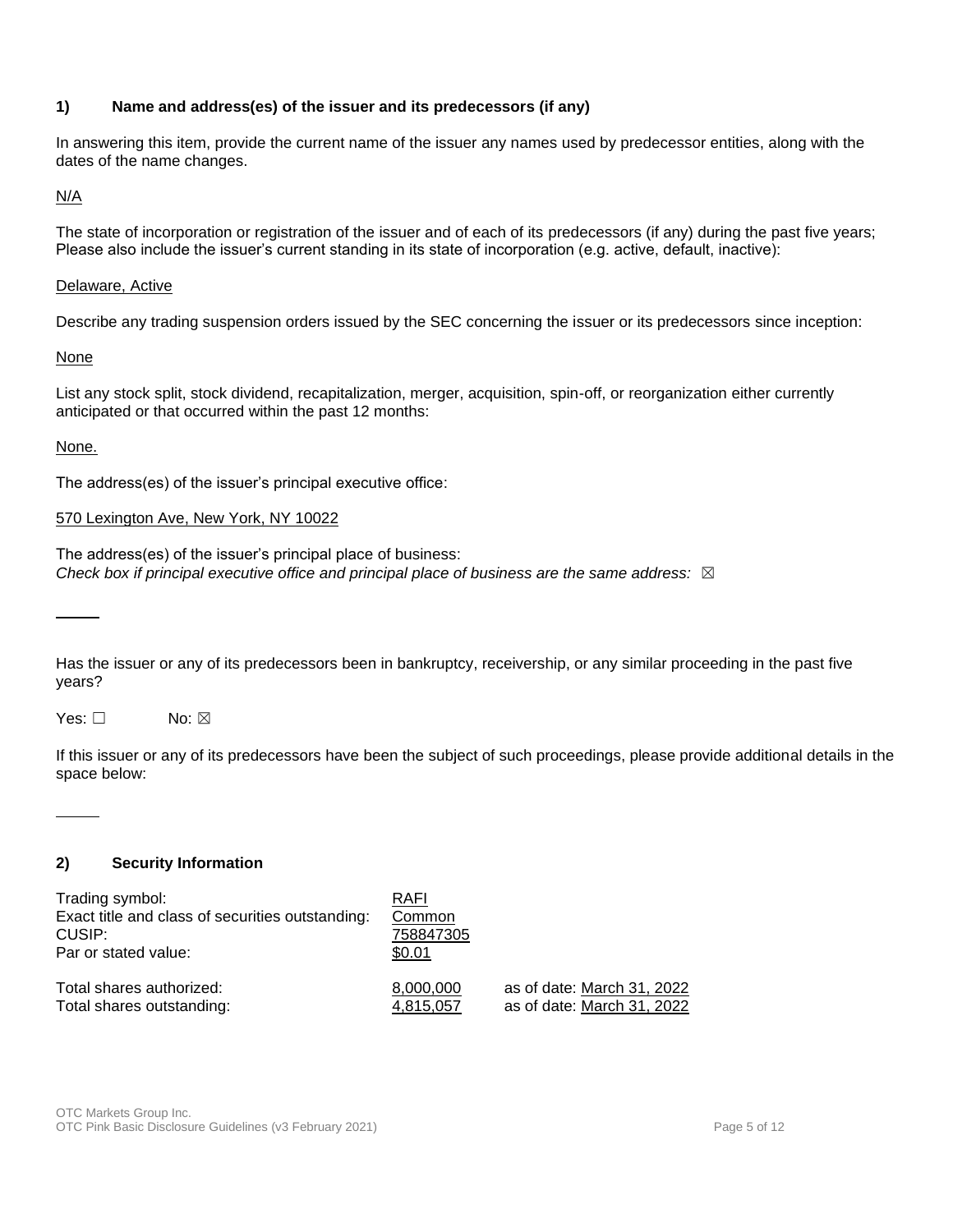## 1) Name and address(es) of the issuer and its predecessors (if any)

In answering this item, provide the current name of the issuer any names used by predecessor entities, along with the dates of the name changes.

N/A

The state of incorporation or registration of the issuer and of each of its predecessors (if any) during the past five years; Please also include the issuer's current standing in its state of incorporation (e.g. active, default, inactive):

Delaware, Active

Describe any trading suspension orders issued by the SEC concerning the issuer or its predecessors since inception:

None

List any stock split, stock dividend, recapitalization, merger, acquisition, spin-off, or reorganization either currently anticipated or that occurred within the past 12 months:

None.

The address(es) of the issuer's principal executive office:

570 Lexington Ave, New York, NY 10022

The address(es) of the issuer's principal place of business:
*Check box if principal executive office and principal place of business are the same address:* ☒

Has the issuer or any of its predecessors been in bankruptcy, receivership, or any similar proceeding in the past five years?

Yes: ☐ No: ☒

If this issuer or any of its predecessors have been the subject of such proceedings, please provide additional details in the space below:

## 2) Security Information

| | | |
|---|---|---|
| Trading symbol: | RAFI | |
| Exact title and class of securities outstanding: | Common | |
| CUSIP: | 758847305 | |
| Par or stated value: | $0.01 | |
| Total shares authorized: | 8,000,000 | as of date: March 31, 2022 |
| Total shares outstanding: | 4,815,057 | as of date: March 31, 2022 |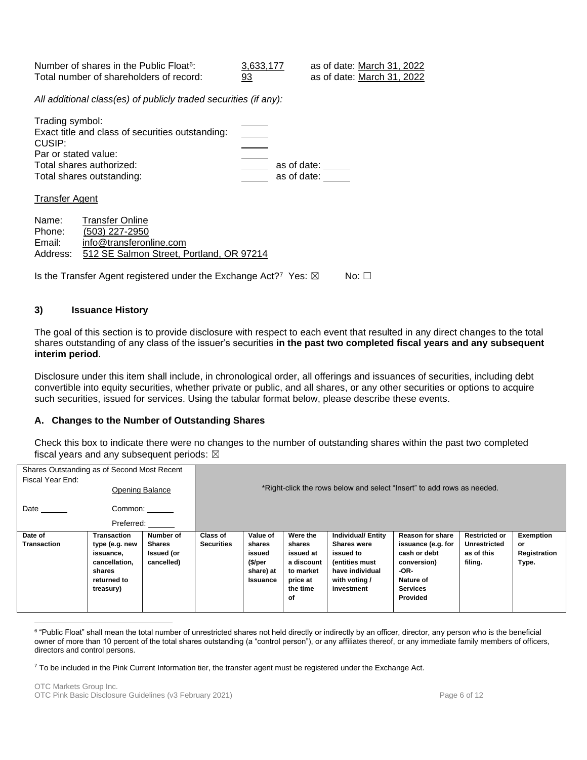Number of shares in the Public Float[6]: 3,633,177 as of date: March 31, 2022
Total number of shareholders of record: 93 as of date: March 31, 2022

*All additional class(es) of publicly traded securities (if any):*

Trading symbol: ______
Exact title and class of securities outstanding: ______
CUSIP: ______
Par or stated value: ______
Total shares authorized: ______ as of date: ______
Total shares outstanding: ______ as of date: ______

Transfer Agent

Name: Transfer Online
Phone: (503) 227-2950
Email: info@transferonline.com
Address: 512 SE Salmon Street, Portland, OR 97214

Is the Transfer Agent registered under the Exchange Act?[7] Yes: ☒ No: ☐

## 3) Issuance History

The goal of this section is to provide disclosure with respect to each event that resulted in any direct changes to the total shares outstanding of any class of the issuer's securities **in the past two completed fiscal years and any subsequent interim period**.

Disclosure under this item shall include, in chronological order, all offerings and issuances of securities, including debt convertible into equity securities, whether private or public, and all shares, or any other securities or options to acquire such securities, issued for services. Using the tabular format below, please describe these events.

### A. Changes to the Number of Outstanding Shares

Check this box to indicate there were no changes to the number of outstanding shares within the past two completed fiscal years and any subsequent periods: ☒

| Shares Outstanding as of Second Most Recent Fiscal Year End: Opening Balance Date ______ Common: ______ Preferred: ______ | | | *Right-click the rows below and select "Insert" to add rows as needed. | | | | | | |
|---|---|---|---|---|---|---|---|---|---|
| **Date of Transaction** | **Transaction type (e.g. new issuance, cancellation, shares returned to treasury)** | **Number of Shares Issued (or cancelled)** | **Class of Securities** | **Value of shares issued ($/per share) at Issuance** | **Were the shares issued at a discount to market price at the time of** | **Individual/ Entity Shares were issued to (entities must have individual with voting / investment** | **Reason for share issuance (e.g. for cash or debt conversion) -OR- Nature of Services Provided** | **Restricted or Unrestricted as of this filing.** | **Exemption or Registration Type.** |

[6] "Public Float" shall mean the total number of unrestricted shares not held directly or indirectly by an officer, director, any person who is the beneficial owner of more than 10 percent of the total shares outstanding (a "control person"), or any affiliates thereof, or any immediate family members of officers, directors and control persons.

[7] To be included in the Pink Current Information tier, the transfer agent must be registered under the Exchange Act.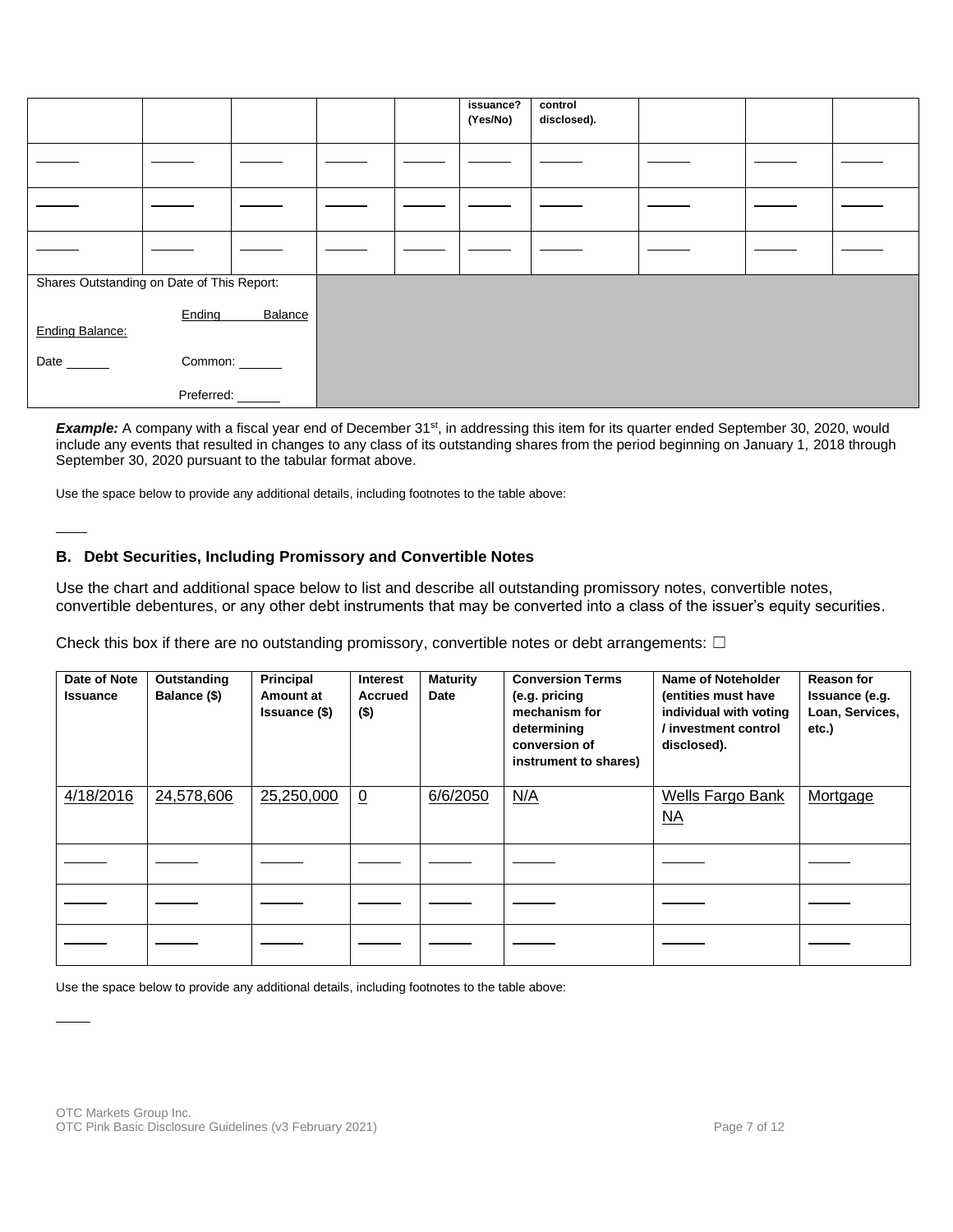| | | | | | issuance? (Yes/No) | control disclosed). | | | |
|---|---|---|---|---|---|---|---|---|---|
| ______ | ______ | ______ | ______ | ______ | ______ | ______ | ______ | ______ | ______ |
| ______ | ______ | ______ | ______ | ______ | ______ | ______ | ______ | ______ | ______ |
| ______ | ______ | ______ | ______ | ______ | ______ | ______ | ______ | ______ | ______ |

Shares Outstanding on Date of This Report:

Ending Balance:
Ending Balance:

Date ______ Common: ______

Preferred: ______

***Example:*** A company with a fiscal year end of December 31st, in addressing this item for its quarter ended September 30, 2020, would include any events that resulted in changes to any class of its outstanding shares from the period beginning on January 1, 2018 through September 30, 2020 pursuant to the tabular format above.

Use the space below to provide any additional details, including footnotes to the table above:

____

### B. Debt Securities, Including Promissory and Convertible Notes

Use the chart and additional space below to list and describe all outstanding promissory notes, convertible notes, convertible debentures, or any other debt instruments that may be converted into a class of the issuer's equity securities.

Check this box if there are no outstanding promissory, convertible notes or debt arrangements: ☐

| Date of Note Issuance | Outstanding Balance ($) | Principal Amount at Issuance ($) | Interest Accrued ($) | Maturity Date | Conversion Terms (e.g. pricing mechanism for determining conversion of instrument to shares) | Name of Noteholder (entities must have individual with voting / investment control disclosed). | Reason for Issuance (e.g. Loan, Services, etc.) |
|---|---|---|---|---|---|---|---|
| 4/18/2016 | 24,578,606 | 25,250,000 | 0 | 6/6/2050 | N/A | Wells Fargo Bank NA | Mortgage |
| ______ | ______ | ______ | ______ | ______ | ______ | ______ | ______ |
| ______ | ______ | ______ | ______ | ______ | ______ | ______ | ______ |
| ______ | ______ | ______ | ______ | ______ | ______ | ______ | ______ |

Use the space below to provide any additional details, including footnotes to the table above:

____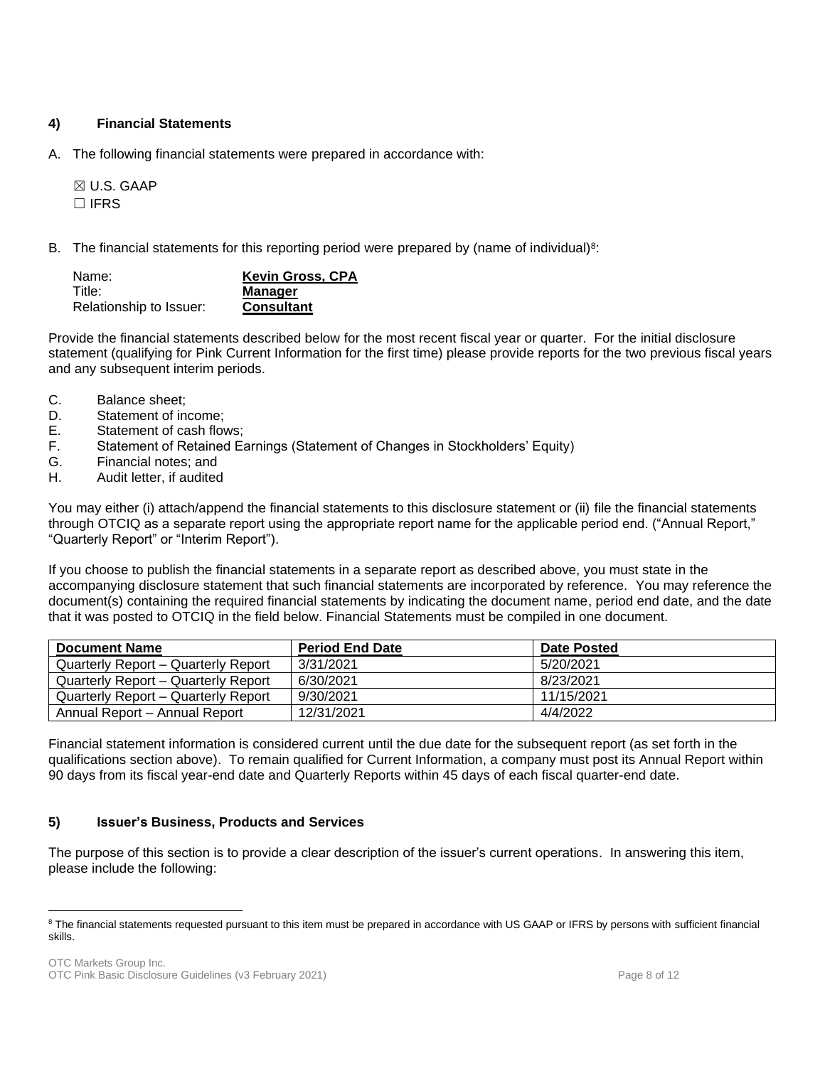## 4) Financial Statements

A. The following financial statements were prepared in accordance with:

☒ U.S. GAAP
☐ IFRS

B. The financial statements for this reporting period were prepared by (name of individual)[8]:

Name: **Kevin Gross, CPA**
Title: **Manager**
Relationship to Issuer: **Consultant**

Provide the financial statements described below for the most recent fiscal year or quarter. For the initial disclosure statement (qualifying for Pink Current Information for the first time) please provide reports for the two previous fiscal years and any subsequent interim periods.

C. Balance sheet;
D. Statement of income;
E. Statement of cash flows;
F. Statement of Retained Earnings (Statement of Changes in Stockholders' Equity)
G. Financial notes; and
H. Audit letter, if audited

You may either (i) attach/append the financial statements to this disclosure statement or (ii) file the financial statements through OTCIQ as a separate report using the appropriate report name for the applicable period end. ("Annual Report," "Quarterly Report" or "Interim Report").

If you choose to publish the financial statements in a separate report as described above, you must state in the accompanying disclosure statement that such financial statements are incorporated by reference. You may reference the document(s) containing the required financial statements by indicating the document name, period end date, and the date that it was posted to OTCIQ in the field below. Financial Statements must be compiled in one document.

| Document Name | Period End Date | Date Posted |
|---|---|---|
| Quarterly Report – Quarterly Report | 3/31/2021 | 5/20/2021 |
| Quarterly Report – Quarterly Report | 6/30/2021 | 8/23/2021 |
| Quarterly Report – Quarterly Report | 9/30/2021 | 11/15/2021 |
| Annual Report – Annual Report | 12/31/2021 | 4/4/2022 |

Financial statement information is considered current until the due date for the subsequent report (as set forth in the qualifications section above). To remain qualified for Current Information, a company must post its Annual Report within 90 days from its fiscal year-end date and Quarterly Reports within 45 days of each fiscal quarter-end date.

## 5) Issuer's Business, Products and Services

The purpose of this section is to provide a clear description of the issuer's current operations. In answering this item, please include the following:

[8] The financial statements requested pursuant to this item must be prepared in accordance with US GAAP or IFRS by persons with sufficient financial skills.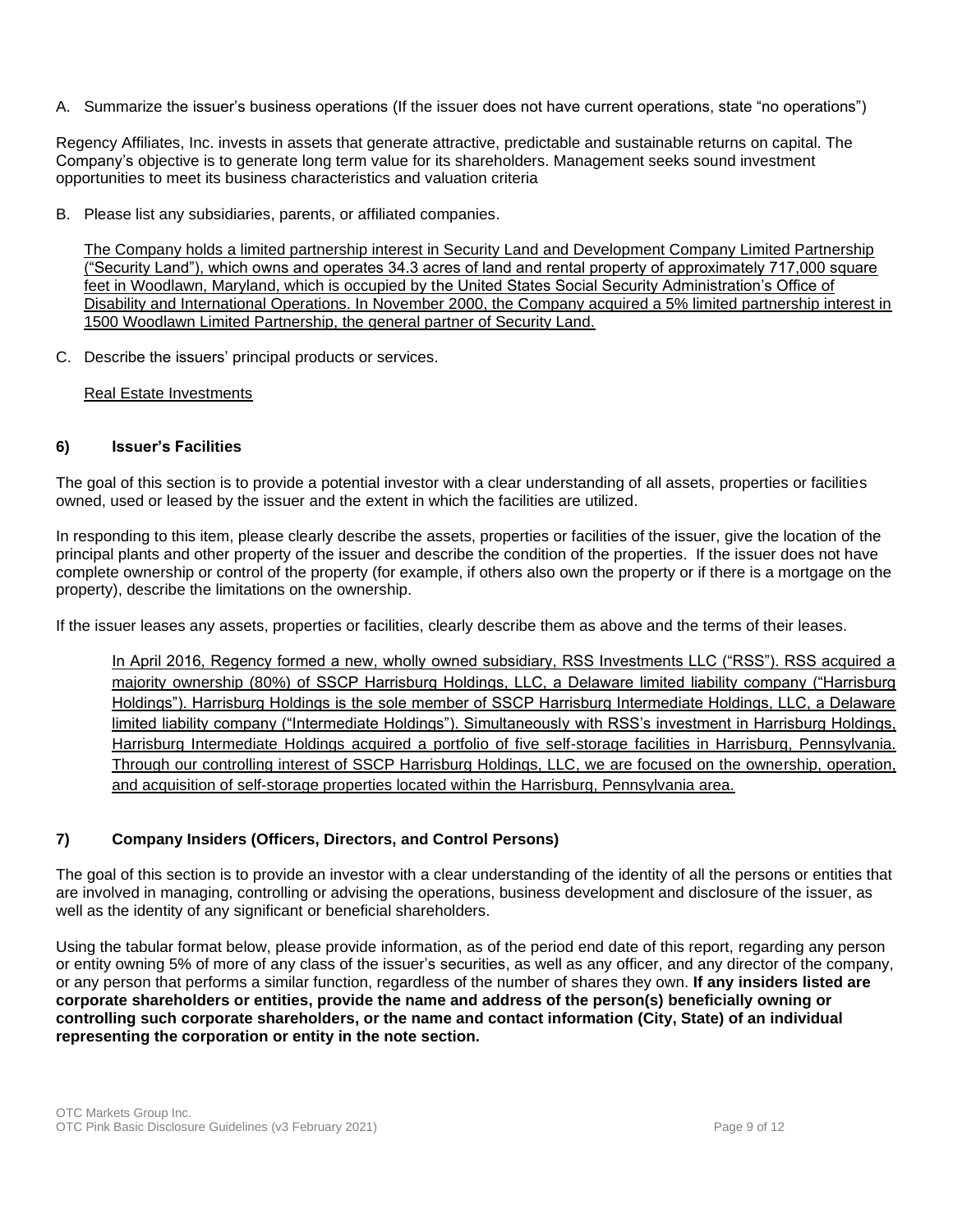A. Summarize the issuer's business operations (If the issuer does not have current operations, state "no operations")

Regency Affiliates, Inc. invests in assets that generate attractive, predictable and sustainable returns on capital. The Company's objective is to generate long term value for its shareholders. Management seeks sound investment opportunities to meet its business characteristics and valuation criteria

B. Please list any subsidiaries, parents, or affiliated companies.

The Company holds a limited partnership interest in Security Land and Development Company Limited Partnership ("Security Land"), which owns and operates 34.3 acres of land and rental property of approximately 717,000 square feet in Woodlawn, Maryland, which is occupied by the United States Social Security Administration's Office of Disability and International Operations. In November 2000, the Company acquired a 5% limited partnership interest in 1500 Woodlawn Limited Partnership, the general partner of Security Land.

C. Describe the issuers' principal products or services.

Real Estate Investments

## 6) Issuer's Facilities

The goal of this section is to provide a potential investor with a clear understanding of all assets, properties or facilities owned, used or leased by the issuer and the extent in which the facilities are utilized.

In responding to this item, please clearly describe the assets, properties or facilities of the issuer, give the location of the principal plants and other property of the issuer and describe the condition of the properties. If the issuer does not have complete ownership or control of the property (for example, if others also own the property or if there is a mortgage on the property), describe the limitations on the ownership.

If the issuer leases any assets, properties or facilities, clearly describe them as above and the terms of their leases.

In April 2016, Regency formed a new, wholly owned subsidiary, RSS Investments LLC ("RSS"). RSS acquired a majority ownership (80%) of SSCP Harrisburg Holdings, LLC, a Delaware limited liability company ("Harrisburg Holdings"). Harrisburg Holdings is the sole member of SSCP Harrisburg Intermediate Holdings, LLC, a Delaware limited liability company ("Intermediate Holdings"). Simultaneously with RSS's investment in Harrisburg Holdings, Harrisburg Intermediate Holdings acquired a portfolio of five self-storage facilities in Harrisburg, Pennsylvania. Through our controlling interest of SSCP Harrisburg Holdings, LLC, we are focused on the ownership, operation, and acquisition of self-storage properties located within the Harrisburg, Pennsylvania area.

## 7) Company Insiders (Officers, Directors, and Control Persons)

The goal of this section is to provide an investor with a clear understanding of the identity of all the persons or entities that are involved in managing, controlling or advising the operations, business development and disclosure of the issuer, as well as the identity of any significant or beneficial shareholders.

Using the tabular format below, please provide information, as of the period end date of this report, regarding any person or entity owning 5% of more of any class of the issuer's securities, as well as any officer, and any director of the company, or any person that performs a similar function, regardless of the number of shares they own. **If any insiders listed are corporate shareholders or entities, provide the name and address of the person(s) beneficially owning or controlling such corporate shareholders, or the name and contact information (City, State) of an individual representing the corporation or entity in the note section.**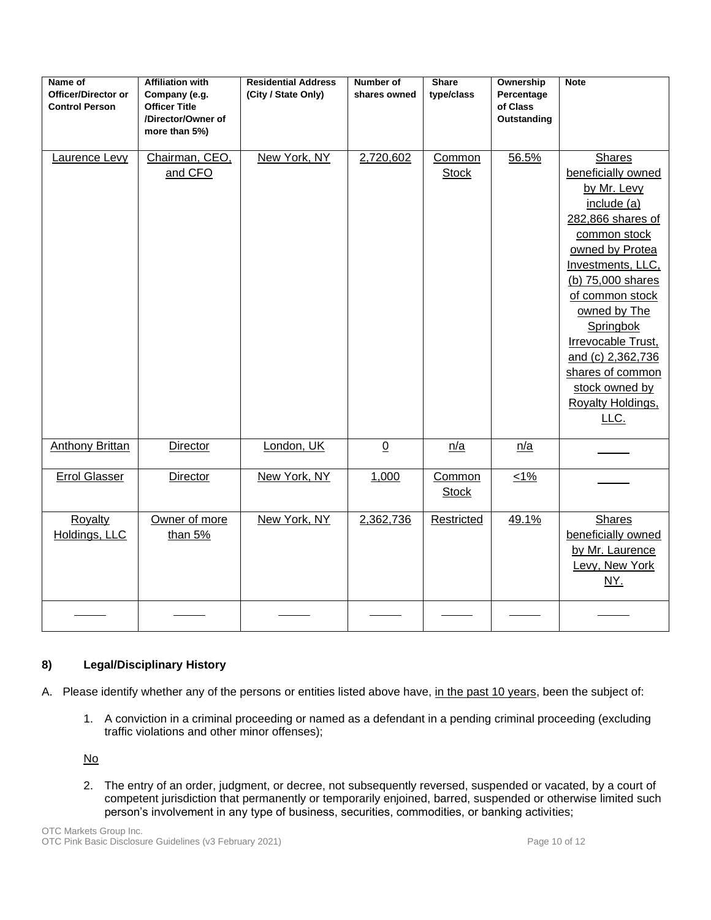| Name of Officer/Director or Control Person | Affiliation with Company (e.g. Officer Title /Director/Owner of more than 5%) | Residential Address (City / State Only) | Number of shares owned | Share type/class | Ownership Percentage of Class Outstanding | Note |
|---|---|---|---|---|---|---|
| Laurence Levy | Chairman, CEO, and CFO | New York, NY | 2,720,602 | Common Stock | 56.5% | Shares beneficially owned by Mr. Levy include (a) 282,866 shares of common stock owned by Protea Investments, LLC, (b) 75,000 shares of common stock owned by The Springbok Irrevocable Trust, and (c) 2,362,736 shares of common stock owned by Royalty Holdings, LLC. |
| Anthony Brittan | Director | London, UK | 0 | n/a | n/a | |
| Errol Glasser | Director | New York, NY | 1,000 | Common Stock | <1% | |
| Royalty Holdings, LLC | Owner of more than 5% | New York, NY | 2,362,736 | Restricted | 49.1% | Shares beneficially owned by Mr. Laurence Levy, New York NY. |
| | | | | | | |

## 8) Legal/Disciplinary History

A. Please identify whether any of the persons or entities listed above have, in the past 10 years, been the subject of:

1. A conviction in a criminal proceeding or named as a defendant in a pending criminal proceeding (excluding traffic violations and other minor offenses);

   No

2. The entry of an order, judgment, or decree, not subsequently reversed, suspended or vacated, by a court of competent jurisdiction that permanently or temporarily enjoined, barred, suspended or otherwise limited such person's involvement in any type of business, securities, commodities, or banking activities;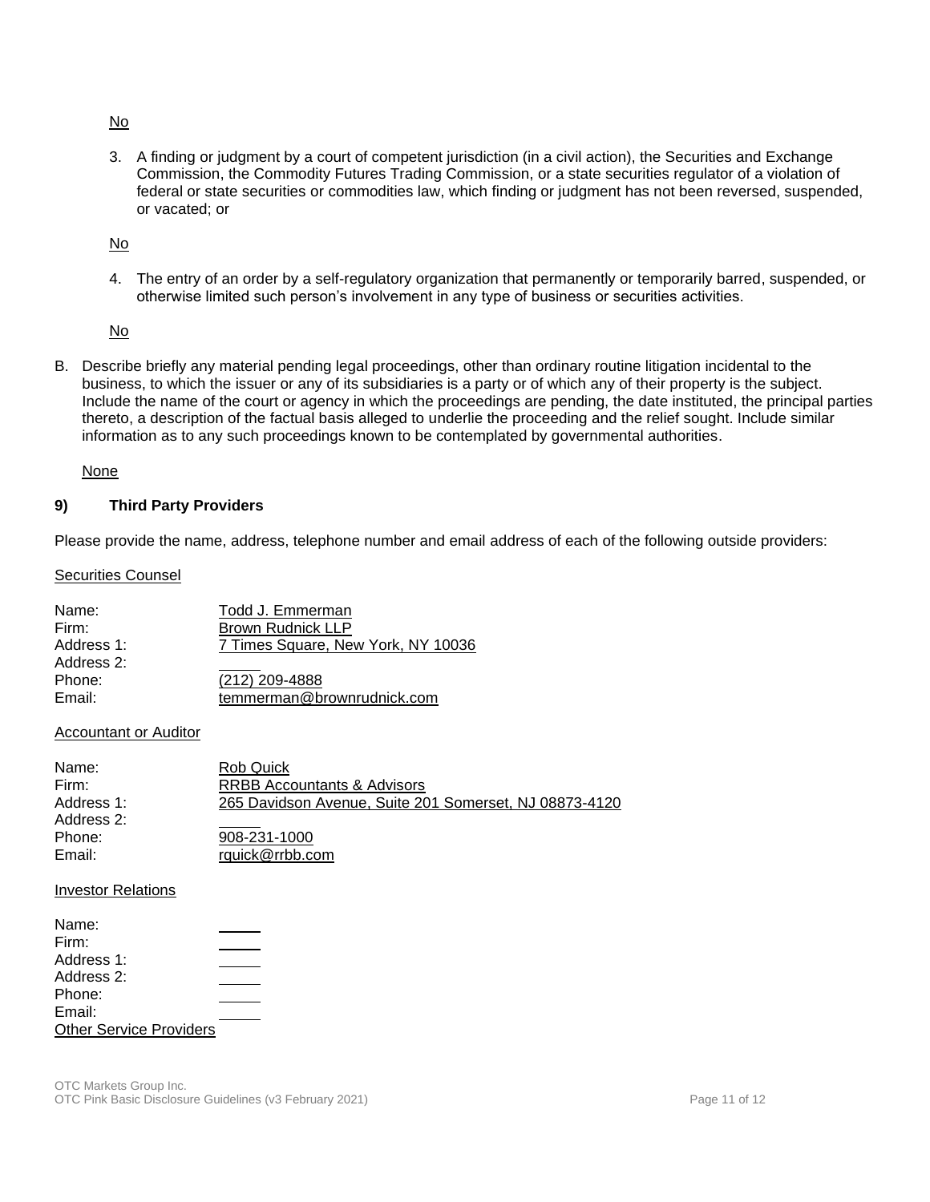No

3. A finding or judgment by a court of competent jurisdiction (in a civil action), the Securities and Exchange Commission, the Commodity Futures Trading Commission, or a state securities regulator of a violation of federal or state securities or commodities law, which finding or judgment has not been reversed, suspended, or vacated; or

No

4. The entry of an order by a self-regulatory organization that permanently or temporarily barred, suspended, or otherwise limited such person's involvement in any type of business or securities activities.

No

B. Describe briefly any material pending legal proceedings, other than ordinary routine litigation incidental to the business, to which the issuer or any of its subsidiaries is a party or of which any of their property is the subject. Include the name of the court or agency in which the proceedings are pending, the date instituted, the principal parties thereto, a description of the factual basis alleged to underlie the proceeding and the relief sought. Include similar information as to any such proceedings known to be contemplated by governmental authorities.

None

## 9) Third Party Providers

Please provide the name, address, telephone number and email address of each of the following outside providers:

Securities Counsel

Name: Todd J. Emmerman
Firm: Brown Rudnick LLP
Address 1: 7 Times Square, New York, NY 10036
Address 2:
Phone: (212) 209-4888
Email: temmerman@brownrudnick.com

Accountant or Auditor

Name: Rob Quick
Firm: RRBB Accountants & Advisors
Address 1: 265 Davidson Avenue, Suite 201 Somerset, NJ 08873-4120
Address 2:
Phone: 908-231-1000
Email: rquick@rrbb.com

Investor Relations

Name:
Firm:
Address 1:
Address 2:
Phone:
Email:

Other Service Providers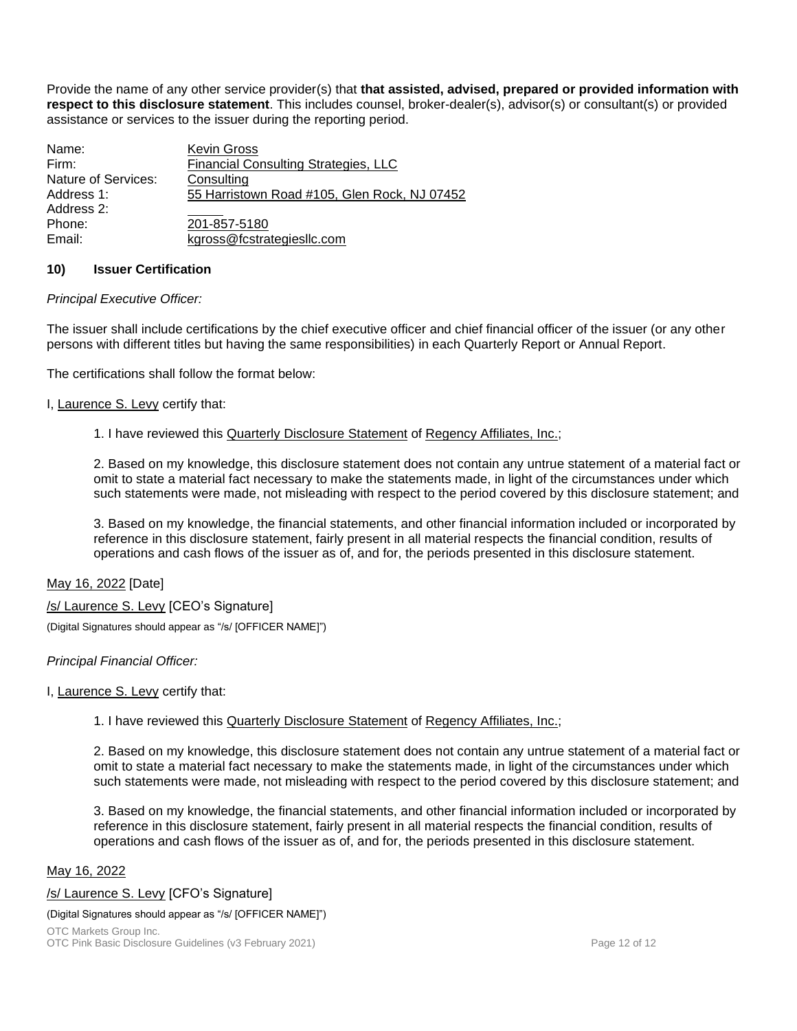Provide the name of any other service provider(s) that **that assisted, advised, prepared or provided information with respect to this disclosure statement**. This includes counsel, broker-dealer(s), advisor(s) or consultant(s) or provided assistance or services to the issuer during the reporting period.

| | |
|---|---|
| Name: | Kevin Gross |
| Firm: | Financial Consulting Strategies, LLC |
| Nature of Services: | Consulting |
| Address 1: | 55 Harristown Road #105, Glen Rock, NJ 07452 |
| Address 2: | |
| Phone: | 201-857-5180 |
| Email: | kgross@fcstrategiesllc.com |

## 10) Issuer Certification

*Principal Executive Officer:*

The issuer shall include certifications by the chief executive officer and chief financial officer of the issuer (or any other persons with different titles but having the same responsibilities) in each Quarterly Report or Annual Report.

The certifications shall follow the format below:

I, Laurence S. Levy certify that:

1. I have reviewed this Quarterly Disclosure Statement of Regency Affiliates, Inc.;

2. Based on my knowledge, this disclosure statement does not contain any untrue statement of a material fact or omit to state a material fact necessary to make the statements made, in light of the circumstances under which such statements were made, not misleading with respect to the period covered by this disclosure statement; and

3. Based on my knowledge, the financial statements, and other financial information included or incorporated by reference in this disclosure statement, fairly present in all material respects the financial condition, results of operations and cash flows of the issuer as of, and for, the periods presented in this disclosure statement.

May 16, 2022 [Date]

/s/ Laurence S. Levy [CEO's Signature]

(Digital Signatures should appear as "/s/ [OFFICER NAME]")

*Principal Financial Officer:*

I, Laurence S. Levy certify that:

1. I have reviewed this Quarterly Disclosure Statement of Regency Affiliates, Inc.;

2. Based on my knowledge, this disclosure statement does not contain any untrue statement of a material fact or omit to state a material fact necessary to make the statements made, in light of the circumstances under which such statements were made, not misleading with respect to the period covered by this disclosure statement; and

3. Based on my knowledge, the financial statements, and other financial information included or incorporated by reference in this disclosure statement, fairly present in all material respects the financial condition, results of operations and cash flows of the issuer as of, and for, the periods presented in this disclosure statement.

May 16, 2022

/s/ Laurence S. Levy [CFO's Signature]

(Digital Signatures should appear as "/s/ [OFFICER NAME]")